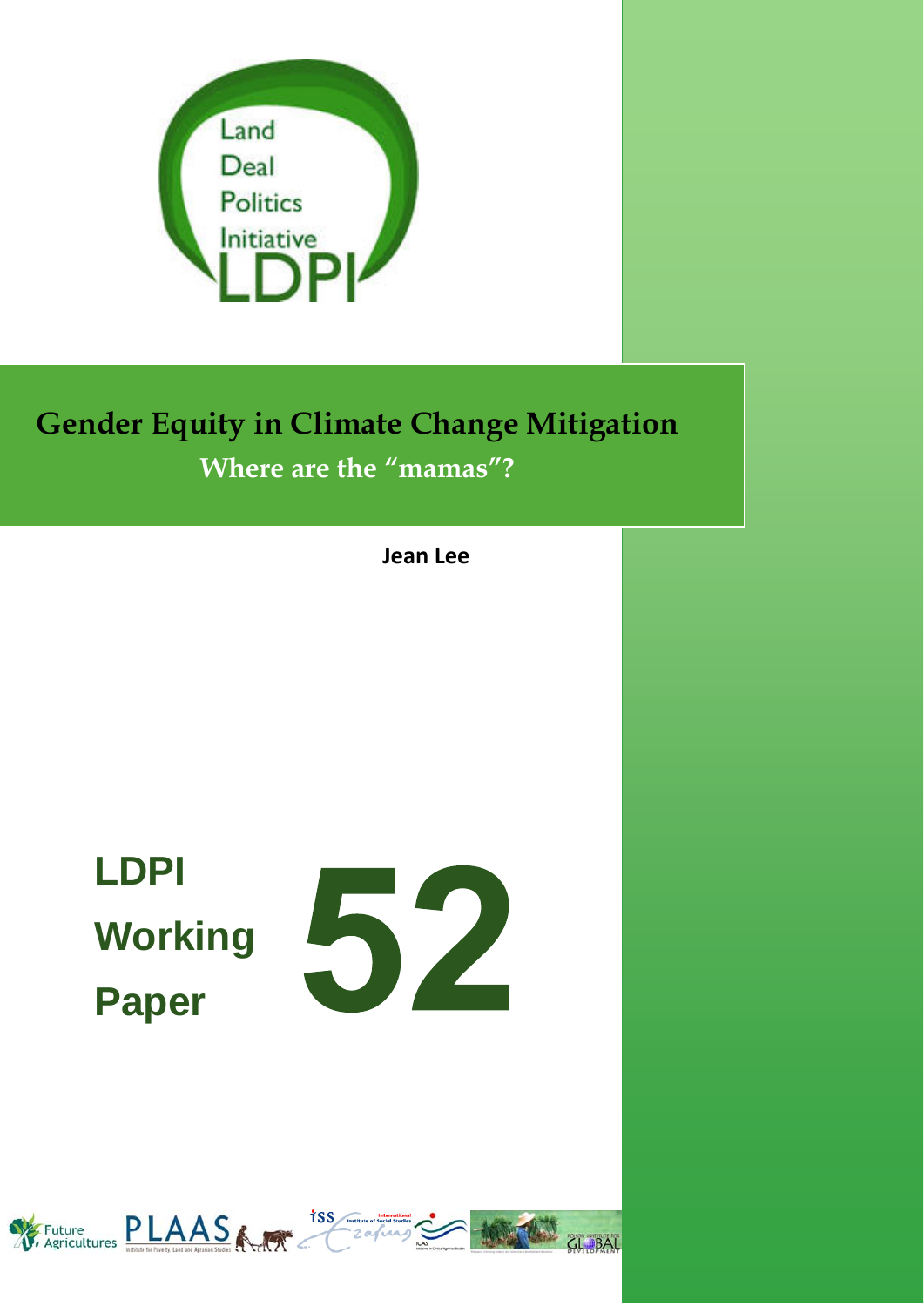Land Deal Politics Initiative LDPI

# Gender Equity in Climate Change Mitigation

## Where are the "mamas"?

**Jean Lee**

**LDPI Working Paper 52**

Future Agricultures PLAAS Institute for Poverty, Land and Agrarian Studies ISS International Institute of Social Studies ICAS POLSON INSTITUTE FOR GLOBAL DEVELOPMENT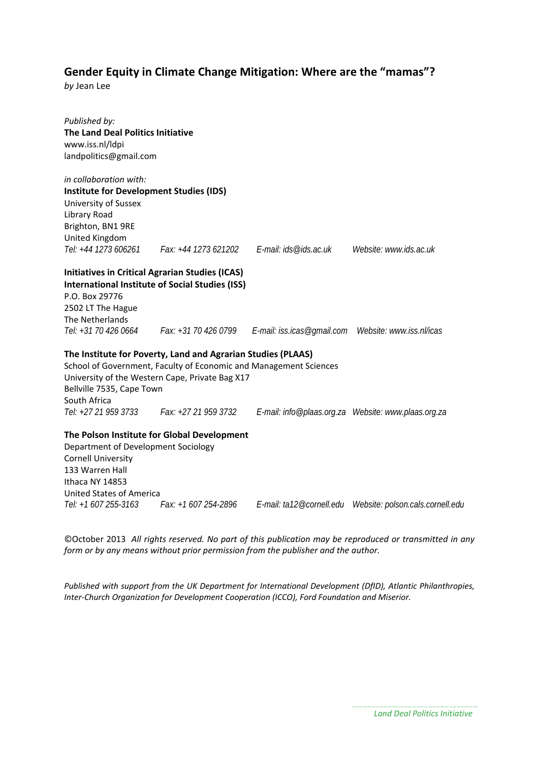## Gender Equity in Climate Change Mitigation: Where are the “mamas”?

*by* Jean Lee

*Published by:*
**The Land Deal Politics Initiative**
www.iss.nl/ldpi
landpolitics@gmail.com

*in collaboration with:*
**Institute for Development Studies (IDS)**
University of Sussex
Library Road
Brighton, BN1 9RE
United Kingdom
*Tel: +44 1273 606261 Fax: +44 1273 621202 E-mail: ids@ids.ac.uk Website: www.ids.ac.uk*

**Initiatives in Critical Agrarian Studies (ICAS)**
**International Institute of Social Studies (ISS)**
P.O. Box 29776
2502 LT The Hague
The Netherlands
*Tel: +31 70 426 0664 Fax: +31 70 426 0799 E-mail: iss.icas@gmail.com Website: www.iss.nl/icas*

**The Institute for Poverty, Land and Agrarian Studies (PLAAS)**
School of Government, Faculty of Economic and Management Sciences
University of the Western Cape, Private Bag X17
Bellville 7535, Cape Town
South Africa
*Tel: +27 21 959 3733 Fax: +27 21 959 3732 E-mail: info@plaas.org.za Website: www.plaas.org.za*

**The Polson Institute for Global Development**
Department of Development Sociology
Cornell University
133 Warren Hall
Ithaca NY 14853
United States of America
*Tel: +1 607 255-3163 Fax: +1 607 254-2896 E-mail: ta12@cornell.edu Website: polson.cals.cornell.edu*

©October 2013 *All rights reserved. No part of this publication may be reproduced or transmitted in any form or by any means without prior permission from the publisher and the author.*

*Published with support from the UK Department for International Development (DfID), Atlantic Philanthropies, Inter-Church Organization for Development Cooperation (ICCO), Ford Foundation and Miserior.*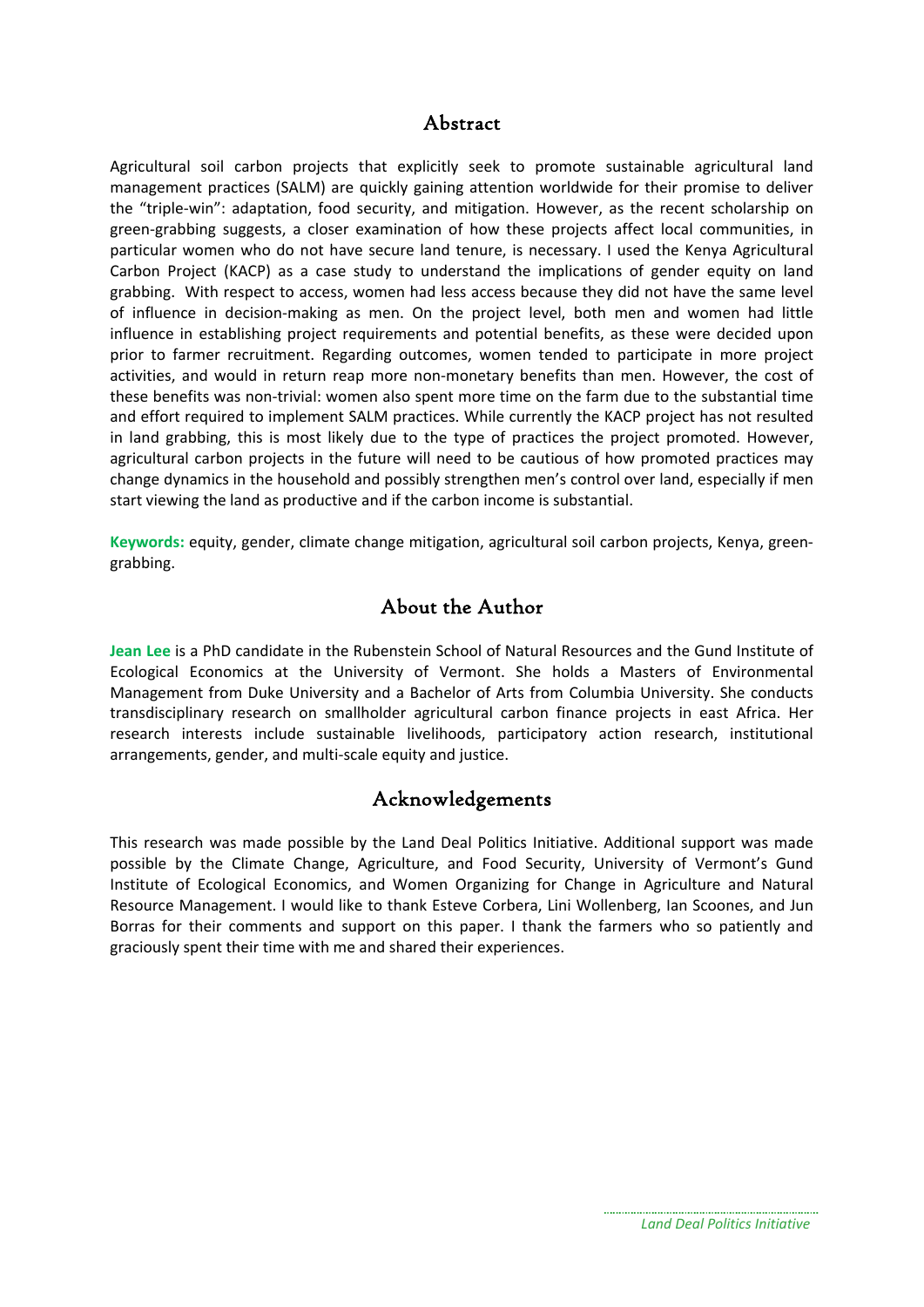## Abstract

Agricultural soil carbon projects that explicitly seek to promote sustainable agricultural land management practices (SALM) are quickly gaining attention worldwide for their promise to deliver the "triple-win": adaptation, food security, and mitigation. However, as the recent scholarship on green-grabbing suggests, a closer examination of how these projects affect local communities, in particular women who do not have secure land tenure, is necessary. I used the Kenya Agricultural Carbon Project (KACP) as a case study to understand the implications of gender equity on land grabbing. With respect to access, women had less access because they did not have the same level of influence in decision-making as men. On the project level, both men and women had little influence in establishing project requirements and potential benefits, as these were decided upon prior to farmer recruitment. Regarding outcomes, women tended to participate in more project activities, and would in return reap more non-monetary benefits than men. However, the cost of these benefits was non-trivial: women also spent more time on the farm due to the substantial time and effort required to implement SALM practices. While currently the KACP project has not resulted in land grabbing, this is most likely due to the type of practices the project promoted. However, agricultural carbon projects in the future will need to be cautious of how promoted practices may change dynamics in the household and possibly strengthen men's control over land, especially if men start viewing the land as productive and if the carbon income is substantial.

**Keywords:** equity, gender, climate change mitigation, agricultural soil carbon projects, Kenya, green-grabbing.

## About the Author

**Jean Lee** is a PhD candidate in the Rubenstein School of Natural Resources and the Gund Institute of Ecological Economics at the University of Vermont. She holds a Masters of Environmental Management from Duke University and a Bachelor of Arts from Columbia University. She conducts transdisciplinary research on smallholder agricultural carbon finance projects in east Africa. Her research interests include sustainable livelihoods, participatory action research, institutional arrangements, gender, and multi-scale equity and justice.

## Acknowledgements

This research was made possible by the Land Deal Politics Initiative. Additional support was made possible by the Climate Change, Agriculture, and Food Security, University of Vermont's Gund Institute of Ecological Economics, and Women Organizing for Change in Agriculture and Natural Resource Management. I would like to thank Esteve Corbera, Lini Wollenberg, Ian Scoones, and Jun Borras for their comments and support on this paper. I thank the farmers who so patiently and graciously spent their time with me and shared their experiences.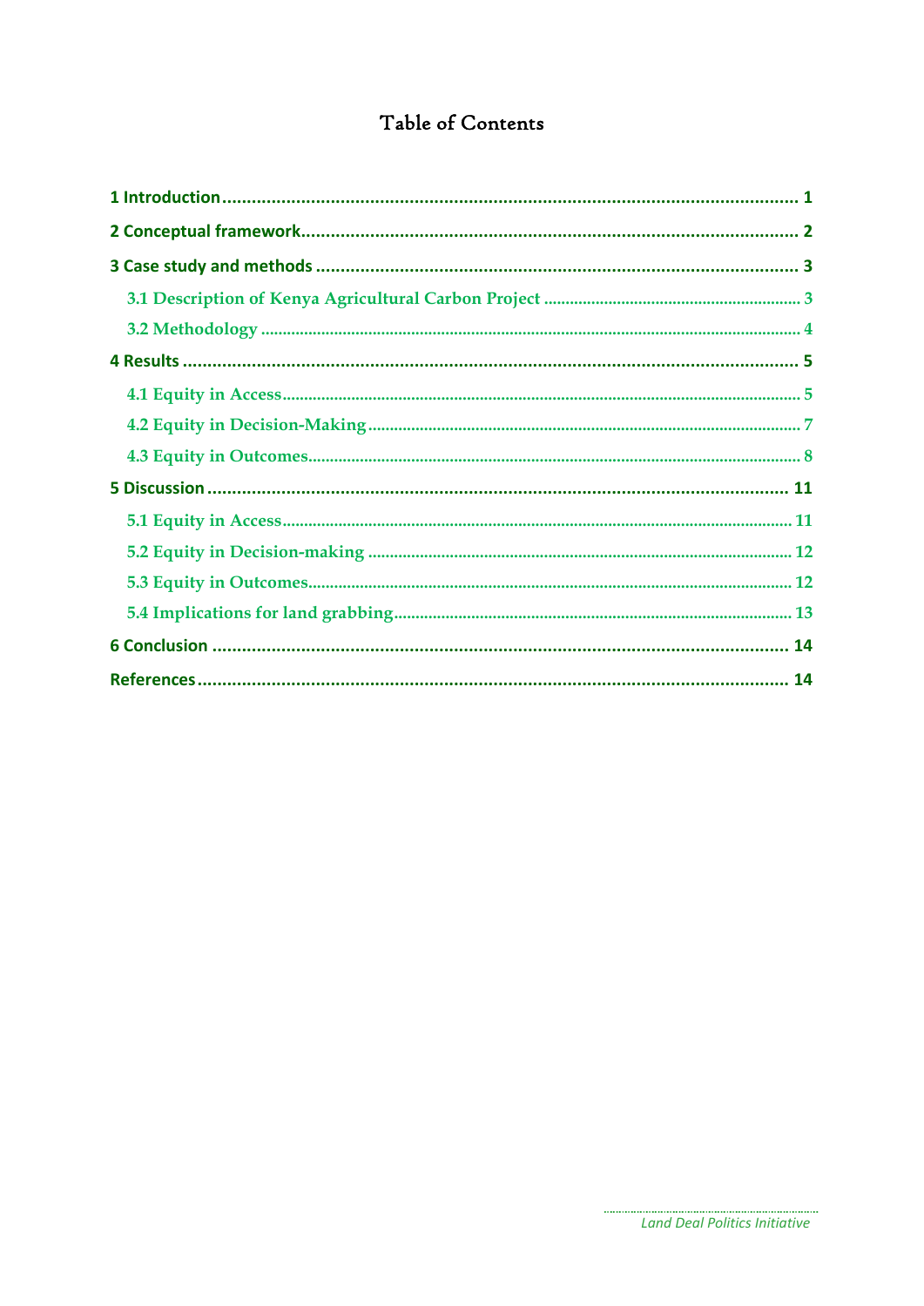# Table of Contents

1 Introduction ........................................................................................................ 1

2 Conceptual framework ....................................................................................... 2

3 Case study and methods .................................................................................... 3

- 3.1 Description of Kenya Agricultural Carbon Project ............................................ 3
- 3.2 Methodology ............................................................................................... 4

4 Results ................................................................................................................ 5

- 4.1 Equity in Access ........................................................................................... 5
- 4.2 Equity in Decision-Making ............................................................................ 7
- 4.3 Equity in Outcomes ...................................................................................... 8

5 Discussion .......................................................................................................... 11

- 5.1 Equity in Access ........................................................................................... 11
- 5.2 Equity in Decision-making ............................................................................ 12
- 5.3 Equity in Outcomes ...................................................................................... 12
- 5.4 Implications for land grabbing ...................................................................... 13

6 Conclusion .......................................................................................................... 14

References ............................................................................................................. 14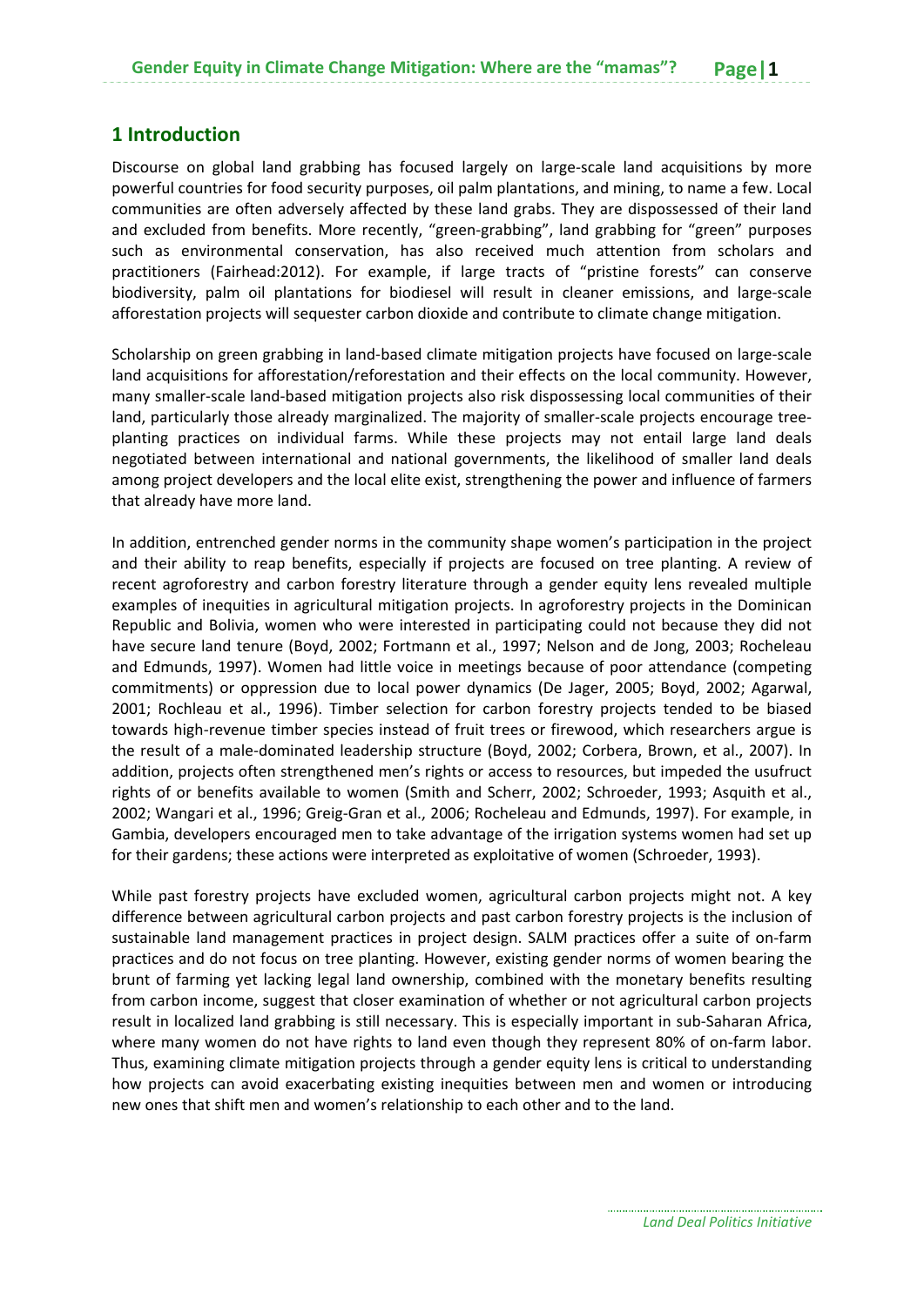## 1 Introduction

Discourse on global land grabbing has focused largely on large-scale land acquisitions by more powerful countries for food security purposes, oil palm plantations, and mining, to name a few. Local communities are often adversely affected by these land grabs. They are dispossessed of their land and excluded from benefits. More recently, "green-grabbing", land grabbing for "green" purposes such as environmental conservation, has also received much attention from scholars and practitioners (Fairhead:2012). For example, if large tracts of "pristine forests" can conserve biodiversity, palm oil plantations for biodiesel will result in cleaner emissions, and large-scale afforestation projects will sequester carbon dioxide and contribute to climate change mitigation.

Scholarship on green grabbing in land-based climate mitigation projects have focused on large-scale land acquisitions for afforestation/reforestation and their effects on the local community. However, many smaller-scale land-based mitigation projects also risk dispossessing local communities of their land, particularly those already marginalized. The majority of smaller-scale projects encourage tree-planting practices on individual farms. While these projects may not entail large land deals negotiated between international and national governments, the likelihood of smaller land deals among project developers and the local elite exist, strengthening the power and influence of farmers that already have more land.

In addition, entrenched gender norms in the community shape women's participation in the project and their ability to reap benefits, especially if projects are focused on tree planting. A review of recent agroforestry and carbon forestry literature through a gender equity lens revealed multiple examples of inequities in agricultural mitigation projects. In agroforestry projects in the Dominican Republic and Bolivia, women who were interested in participating could not because they did not have secure land tenure (Boyd, 2002; Fortmann et al., 1997; Nelson and de Jong, 2003; Rocheleau and Edmunds, 1997). Women had little voice in meetings because of poor attendance (competing commitments) or oppression due to local power dynamics (De Jager, 2005; Boyd, 2002; Agarwal, 2001; Rochleau et al., 1996). Timber selection for carbon forestry projects tended to be biased towards high-revenue timber species instead of fruit trees or firewood, which researchers argue is the result of a male-dominated leadership structure (Boyd, 2002; Corbera, Brown, et al., 2007). In addition, projects often strengthened men's rights or access to resources, but impeded the usufruct rights of or benefits available to women (Smith and Scherr, 2002; Schroeder, 1993; Asquith et al., 2002; Wangari et al., 1996; Greig-Gran et al., 2006; Rocheleau and Edmunds, 1997). For example, in Gambia, developers encouraged men to take advantage of the irrigation systems women had set up for their gardens; these actions were interpreted as exploitative of women (Schroeder, 1993).

While past forestry projects have excluded women, agricultural carbon projects might not. A key difference between agricultural carbon projects and past carbon forestry projects is the inclusion of sustainable land management practices in project design. SALM practices offer a suite of on-farm practices and do not focus on tree planting. However, existing gender norms of women bearing the brunt of farming yet lacking legal land ownership, combined with the monetary benefits resulting from carbon income, suggest that closer examination of whether or not agricultural carbon projects result in localized land grabbing is still necessary. This is especially important in sub-Saharan Africa, where many women do not have rights to land even though they represent 80% of on-farm labor. Thus, examining climate mitigation projects through a gender equity lens is critical to understanding how projects can avoid exacerbating existing inequities between men and women or introducing new ones that shift men and women's relationship to each other and to the land.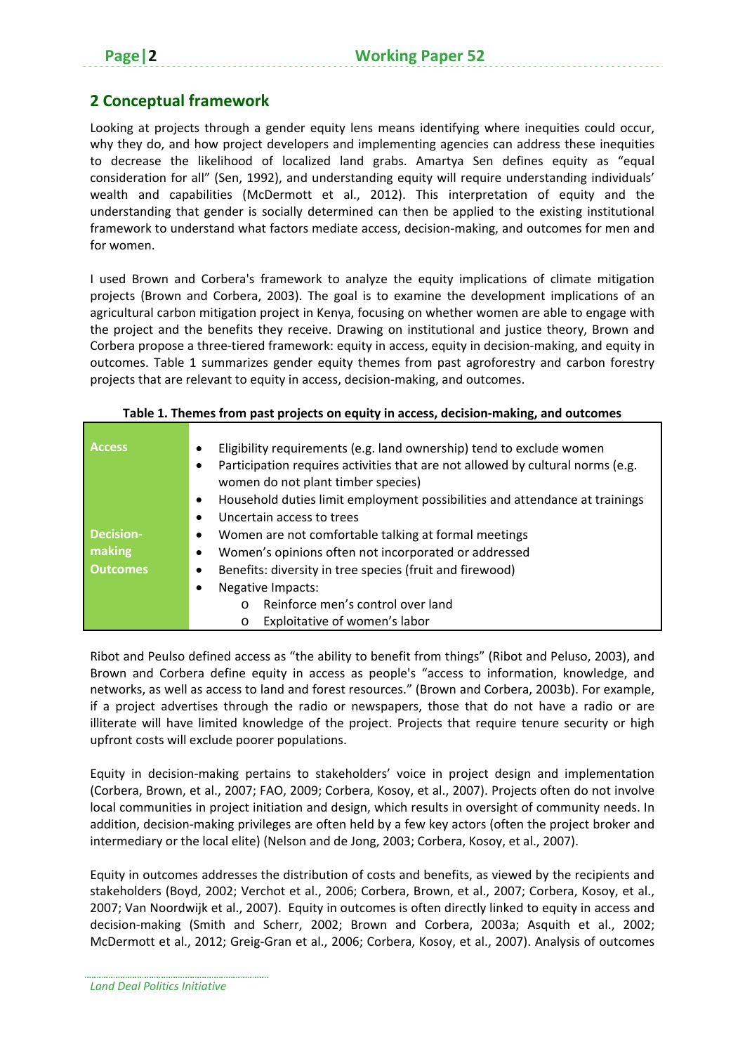## 2 Conceptual framework

Looking at projects through a gender equity lens means identifying where inequities could occur, why they do, and how project developers and implementing agencies can address these inequities to decrease the likelihood of localized land grabs. Amartya Sen defines equity as "equal consideration for all" (Sen, 1992), and understanding equity will require understanding individuals' wealth and capabilities (McDermott et al., 2012). This interpretation of equity and the understanding that gender is socially determined can then be applied to the existing institutional framework to understand what factors mediate access, decision-making, and outcomes for men and for women.

I used Brown and Corbera's framework to analyze the equity implications of climate mitigation projects (Brown and Corbera, 2003). The goal is to examine the development implications of an agricultural carbon mitigation project in Kenya, focusing on whether women are able to engage with the project and the benefits they receive. Drawing on institutional and justice theory, Brown and Corbera propose a three-tiered framework: equity in access, equity in decision-making, and equity in outcomes. Table 1 summarizes gender equity themes from past agroforestry and carbon forestry projects that are relevant to equity in access, decision-making, and outcomes.

**Table 1. Themes from past projects on equity in access, decision-making, and outcomes**

| | |
|---|---|
| **Access** | • Eligibility requirements (e.g. land ownership) tend to exclude women<br>• Participation requires activities that are not allowed by cultural norms (e.g. women do not plant timber species)<br>• Household duties limit employment possibilities and attendance at trainings<br>• Uncertain access to trees |
| **Decision-making** | • Women are not comfortable talking at formal meetings<br>• Women's opinions often not incorporated or addressed |
| **Outcomes** | • Benefits: diversity in tree species (fruit and firewood)<br>• Negative Impacts:<br>  o Reinforce men's control over land<br>  o Exploitative of women's labor |

Ribot and Peulso defined access as "the ability to benefit from things" (Ribot and Peluso, 2003), and Brown and Corbera define equity in access as people's "access to information, knowledge, and networks, as well as access to land and forest resources." (Brown and Corbera, 2003b). For example, if a project advertises through the radio or newspapers, those that do not have a radio or are illiterate will have limited knowledge of the project. Projects that require tenure security or high upfront costs will exclude poorer populations.

Equity in decision-making pertains to stakeholders' voice in project design and implementation (Corbera, Brown, et al., 2007; FAO, 2009; Corbera, Kosoy, et al., 2007). Projects often do not involve local communities in project initiation and design, which results in oversight of community needs. In addition, decision-making privileges are often held by a few key actors (often the project broker and intermediary or the local elite) (Nelson and de Jong, 2003; Corbera, Kosoy, et al., 2007).

Equity in outcomes addresses the distribution of costs and benefits, as viewed by the recipients and stakeholders (Boyd, 2002; Verchot et al., 2006; Corbera, Brown, et al., 2007; Corbera, Kosoy, et al., 2007; Van Noordwijk et al., 2007). Equity in outcomes is often directly linked to equity in access and decision-making (Smith and Scherr, 2002; Brown and Corbera, 2003a; Asquith et al., 2002; McDermott et al., 2012; Greig-Gran et al., 2006; Corbera, Kosoy, et al., 2007). Analysis of outcomes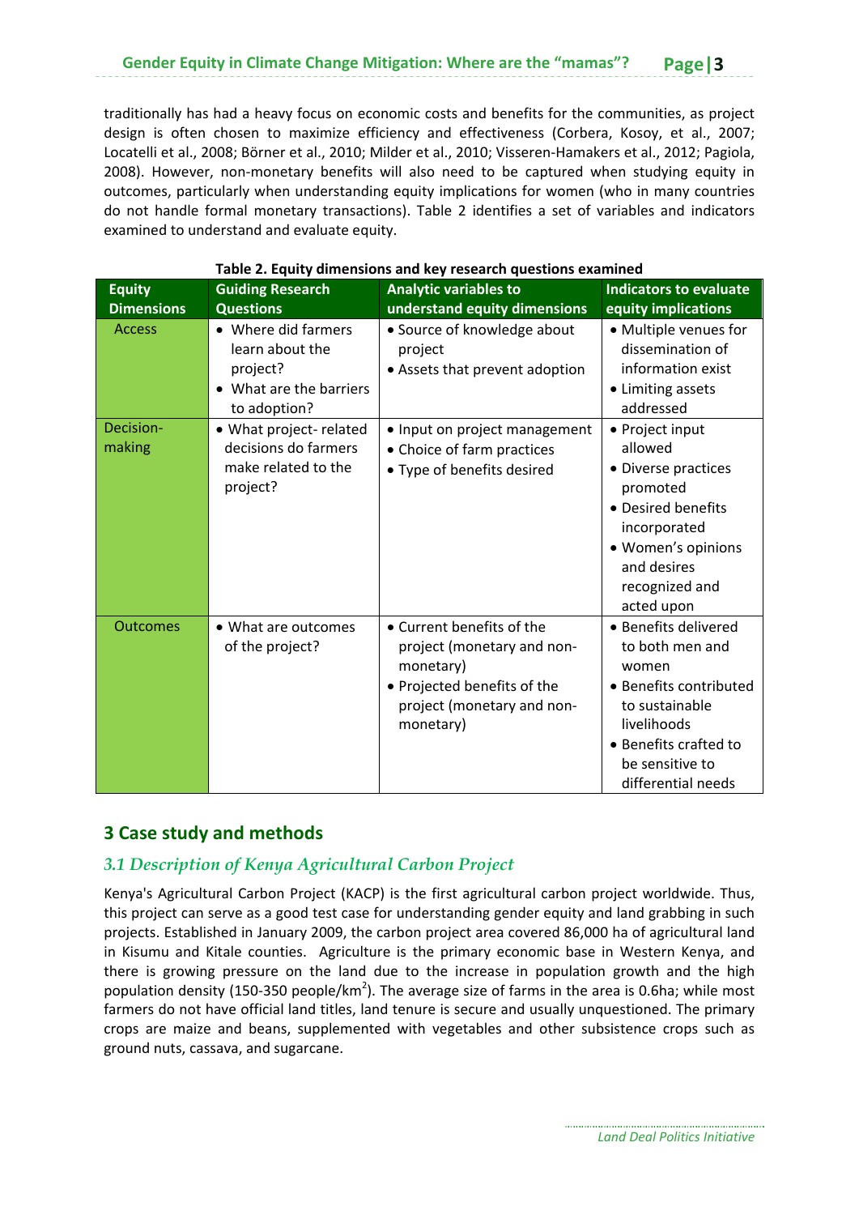traditionally has had a heavy focus on economic costs and benefits for the communities, as project design is often chosen to maximize efficiency and effectiveness (Corbera, Kosoy, et al., 2007; Locatelli et al., 2008; Börner et al., 2010; Milder et al., 2010; Visseren-Hamakers et al., 2012; Pagiola, 2008). However, non-monetary benefits will also need to be captured when studying equity in outcomes, particularly when understanding equity implications for women (who in many countries do not handle formal monetary transactions). Table 2 identifies a set of variables and indicators examined to understand and evaluate equity.

**Table 2. Equity dimensions and key research questions examined**

| Equity Dimensions | Guiding Research Questions | Analytic variables to understand equity dimensions | Indicators to evaluate equity implications |
|---|---|---|---|
| Access | • Where did farmers learn about the project?<br>• What are the barriers to adoption? | • Source of knowledge about project<br>• Assets that prevent adoption | • Multiple venues for dissemination of information exist<br>• Limiting assets addressed |
| Decision-making | • What project- related decisions do farmers make related to the project? | • Input on project management<br>• Choice of farm practices<br>• Type of benefits desired | • Project input allowed<br>• Diverse practices promoted<br>• Desired benefits incorporated<br>• Women's opinions and desires recognized and acted upon |
| Outcomes | • What are outcomes of the project? | • Current benefits of the project (monetary and non-monetary)<br>• Projected benefits of the project (monetary and non-monetary) | • Benefits delivered to both men and women<br>• Benefits contributed to sustainable livelihoods<br>• Benefits crafted to be sensitive to differential needs |

## 3 Case study and methods

### *3.1 Description of Kenya Agricultural Carbon Project*

Kenya's Agricultural Carbon Project (KACP) is the first agricultural carbon project worldwide. Thus, this project can serve as a good test case for understanding gender equity and land grabbing in such projects. Established in January 2009, the carbon project area covered 86,000 ha of agricultural land in Kisumu and Kitale counties. Agriculture is the primary economic base in Western Kenya, and there is growing pressure on the land due to the increase in population growth and the high population density (150-350 people/km$^2$). The average size of farms in the area is 0.6ha; while most farmers do not have official land titles, land tenure is secure and usually unquestioned. The primary crops are maize and beans, supplemented with vegetables and other subsistence crops such as ground nuts, cassava, and sugarcane.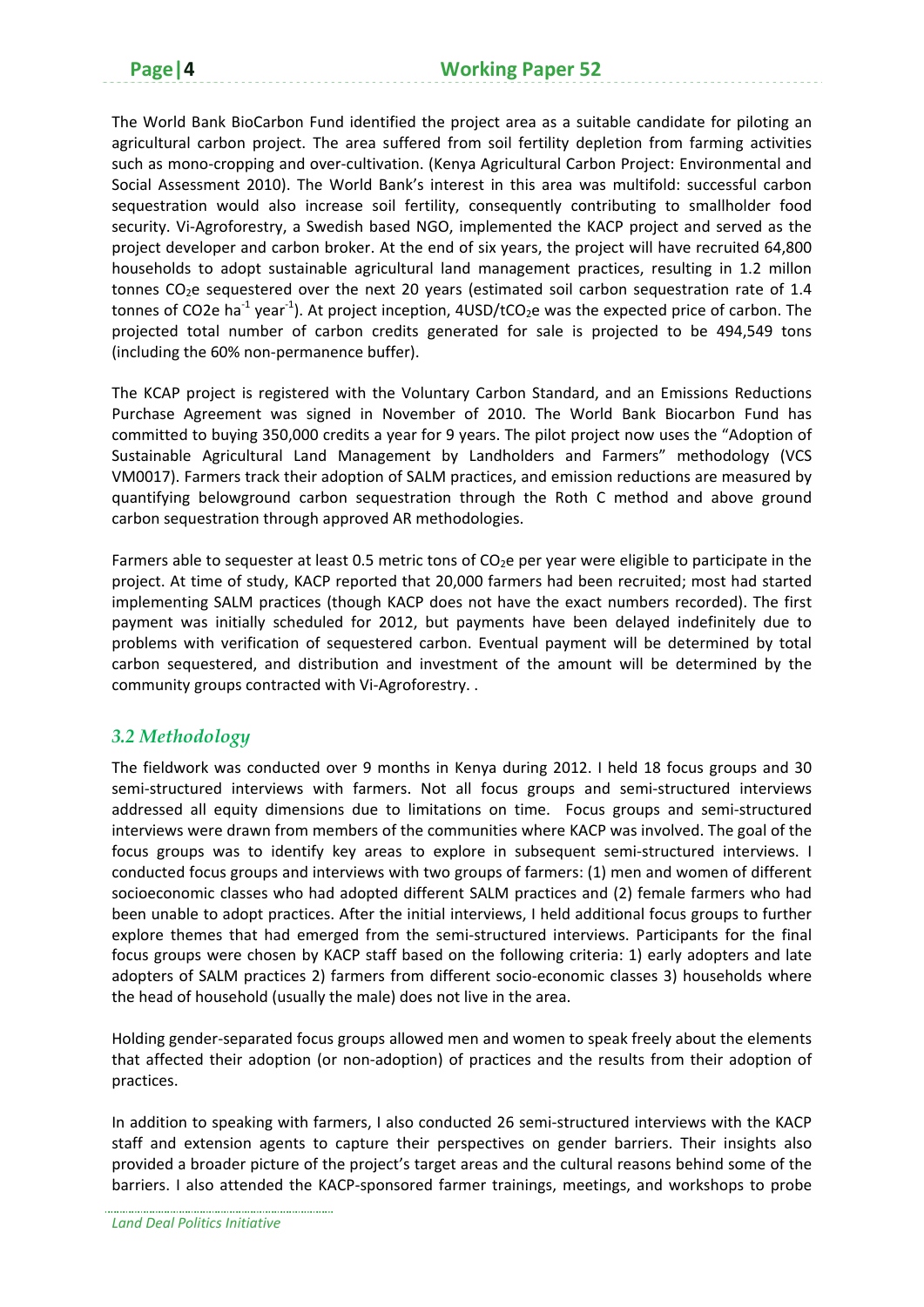The World Bank BioCarbon Fund identified the project area as a suitable candidate for piloting an agricultural carbon project. The area suffered from soil fertility depletion from farming activities such as mono-cropping and over-cultivation. (Kenya Agricultural Carbon Project: Environmental and Social Assessment 2010). The World Bank's interest in this area was multifold: successful carbon sequestration would also increase soil fertility, consequently contributing to smallholder food security. Vi-Agroforestry, a Swedish based NGO, implemented the KACP project and served as the project developer and carbon broker. At the end of six years, the project will have recruited 64,800 households to adopt sustainable agricultural land management practices, resulting in 1.2 millon tonnes $CO_2e$ sequestered over the next 20 years (estimated soil carbon sequestration rate of 1.4 tonnes of CO2e $ha^{-1}$ $year^{-1}$). At project inception, 4USD/t$CO_2e$ was the expected price of carbon. The projected total number of carbon credits generated for sale is projected to be 494,549 tons (including the 60% non-permanence buffer).

The KCAP project is registered with the Voluntary Carbon Standard, and an Emissions Reductions Purchase Agreement was signed in November of 2010. The World Bank Biocarbon Fund has committed to buying 350,000 credits a year for 9 years. The pilot project now uses the "Adoption of Sustainable Agricultural Land Management by Landholders and Farmers" methodology (VCS VM0017). Farmers track their adoption of SALM practices, and emission reductions are measured by quantifying belowground carbon sequestration through the Roth C method and above ground carbon sequestration through approved AR methodologies.

Farmers able to sequester at least 0.5 metric tons of $CO_2e$ per year were eligible to participate in the project. At time of study, KACP reported that 20,000 farmers had been recruited; most had started implementing SALM practices (though KACP does not have the exact numbers recorded). The first payment was initially scheduled for 2012, but payments have been delayed indefinitely due to problems with verification of sequestered carbon. Eventual payment will be determined by total carbon sequestered, and distribution and investment of the amount will be determined by the community groups contracted with Vi-Agroforestry. .

### *3.2 Methodology*

The fieldwork was conducted over 9 months in Kenya during 2012. I held 18 focus groups and 30 semi-structured interviews with farmers. Not all focus groups and semi-structured interviews addressed all equity dimensions due to limitations on time. Focus groups and semi-structured interviews were drawn from members of the communities where KACP was involved. The goal of the focus groups was to identify key areas to explore in subsequent semi-structured interviews. I conducted focus groups and interviews with two groups of farmers: (1) men and women of different socioeconomic classes who had adopted different SALM practices and (2) female farmers who had been unable to adopt practices. After the initial interviews, I held additional focus groups to further explore themes that had emerged from the semi-structured interviews. Participants for the final focus groups were chosen by KACP staff based on the following criteria: 1) early adopters and late adopters of SALM practices 2) farmers from different socio-economic classes 3) households where the head of household (usually the male) does not live in the area.

Holding gender-separated focus groups allowed men and women to speak freely about the elements that affected their adoption (or non-adoption) of practices and the results from their adoption of practices.

In addition to speaking with farmers, I also conducted 26 semi-structured interviews with the KACP staff and extension agents to capture their perspectives on gender barriers. Their insights also provided a broader picture of the project's target areas and the cultural reasons behind some of the barriers. I also attended the KACP-sponsored farmer trainings, meetings, and workshops to probe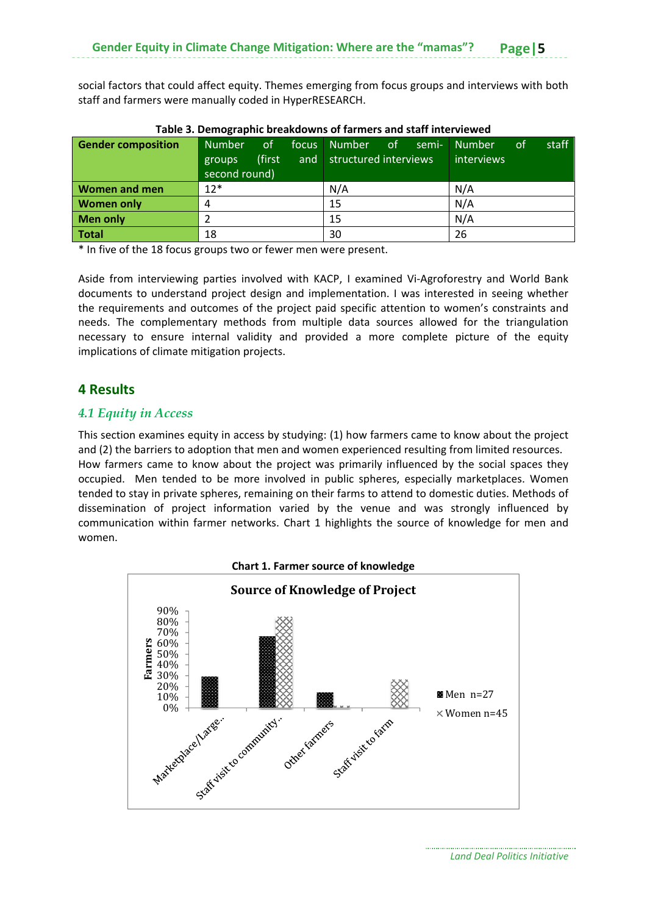social factors that could affect equity. Themes emerging from focus groups and interviews with both staff and farmers were manually coded in HyperRESEARCH.

**Table 3. Demographic breakdowns of farmers and staff interviewed**

| Gender composition | Number of focus groups (first and second round) | Number of semi-structured interviews | Number of staff interviews |
|---|---|---|---|
| **Women and men** | 12* | N/A | N/A |
| **Women only** | 4 | 15 | N/A |
| **Men only** | 2 | 15 | N/A |
| **Total** | 18 | 30 | 26 |

\* In five of the 18 focus groups two or fewer men were present.

Aside from interviewing parties involved with KACP, I examined Vi-Agroforestry and World Bank documents to understand project design and implementation. I was interested in seeing whether the requirements and outcomes of the project paid specific attention to women's constraints and needs. The complementary methods from multiple data sources allowed for the triangulation necessary to ensure internal validity and provided a more complete picture of the equity implications of climate mitigation projects.

## 4 Results

### *4.1 Equity in Access*

This section examines equity in access by studying: (1) how farmers came to know about the project and (2) the barriers to adoption that men and women experienced resulting from limited resources. How farmers came to know about the project was primarily influenced by the social spaces they occupied. Men tended to be more involved in public spheres, especially marketplaces. Women tended to stay in private spheres, remaining on their farms to attend to domestic duties. Methods of dissemination of project information varied by the venue and was strongly influenced by communication within farmer networks. Chart 1 highlights the source of knowledge for men and women.

**Chart 1. Farmer source of knowledge**

Source of Knowledge of Project

| Source | Men n=27 | Women n=45 |
|---|---|---|
| Marketplace/Large... | ~29% | 0% |
| Staff visit to community... | ~66% | ~84% |
| Other farmers | ~14% | ~2% |
| Staff visit to farm | 0% | ~26% |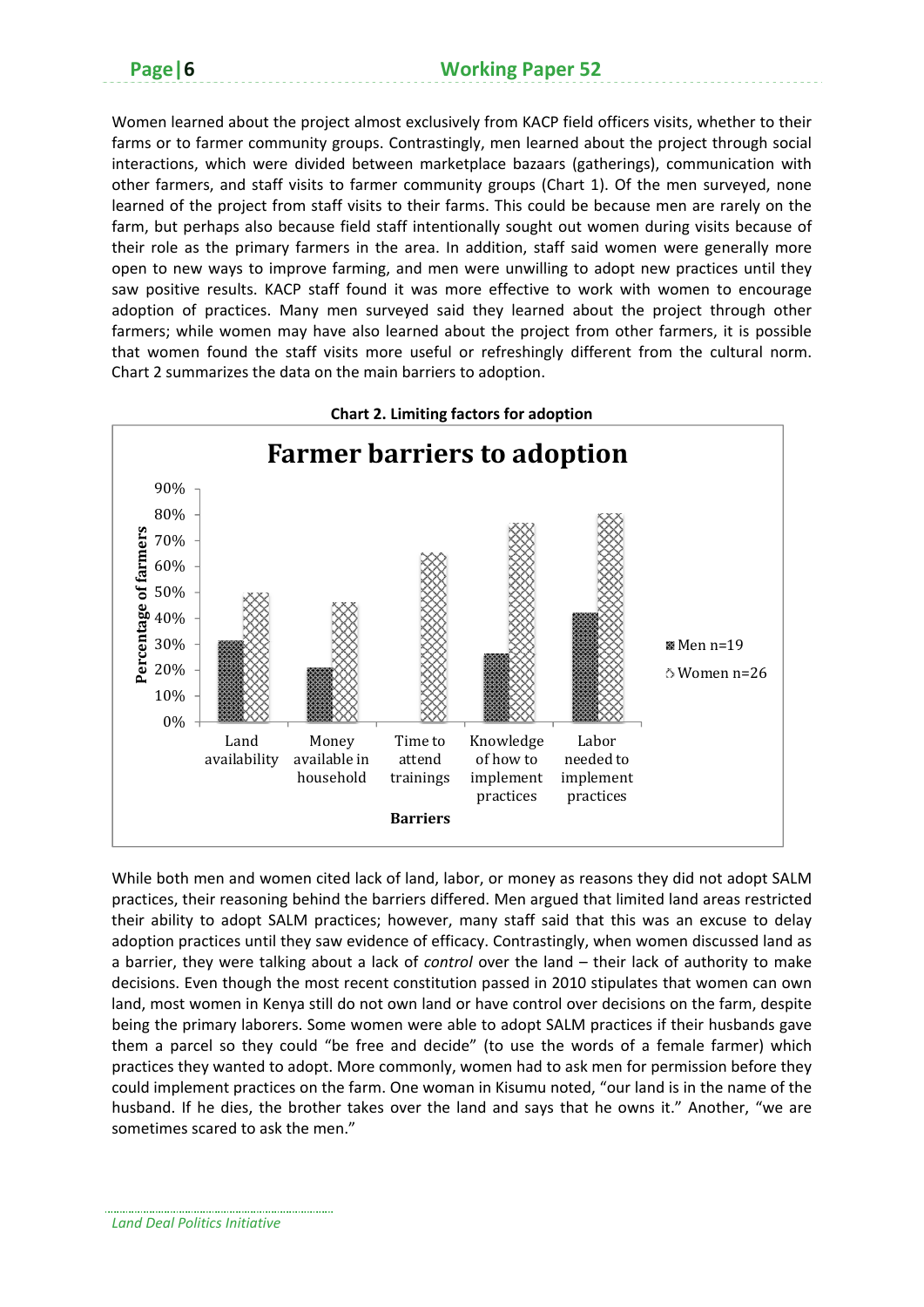Women learned about the project almost exclusively from KACP field officers visits, whether to their farms or to farmer community groups. Contrastingly, men learned about the project through social interactions, which were divided between marketplace bazaars (gatherings), communication with other farmers, and staff visits to farmer community groups (Chart 1). Of the men surveyed, none learned of the project from staff visits to their farms. This could be because men are rarely on the farm, but perhaps also because field staff intentionally sought out women during visits because of their role as the primary farmers in the area. In addition, staff said women were generally more open to new ways to improve farming, and men were unwilling to adopt new practices until they saw positive results. KACP staff found it was more effective to work with women to encourage adoption of practices. Many men surveyed said they learned about the project through other farmers; while women may have also learned about the project from other farmers, it is possible that women found the staff visits more useful or refreshingly different from the cultural norm. Chart 2 summarizes the data on the main barriers to adoption.

**Chart 2. Limiting factors for adoption**

**Farmer barriers to adoption**

| Barriers | Men n=19 | Women n=26 |
|---|---|---|
| Land availability | ~31% | ~50% |
| Money available in household | ~21% | ~46% |
| Time to attend trainings | 0% | ~65% |
| Knowledge of how to implement practices | ~26% | ~77% |
| Labor needed to implement practices | ~42% | ~81% |

While both men and women cited lack of land, labor, or money as reasons they did not adopt SALM practices, their reasoning behind the barriers differed. Men argued that limited land areas restricted their ability to adopt SALM practices; however, many staff said that this was an excuse to delay adoption practices until they saw evidence of efficacy. Contrastingly, when women discussed land as a barrier, they were talking about a lack of *control* over the land – their lack of authority to make decisions. Even though the most recent constitution passed in 2010 stipulates that women can own land, most women in Kenya still do not own land or have control over decisions on the farm, despite being the primary laborers. Some women were able to adopt SALM practices if their husbands gave them a parcel so they could "be free and decide" (to use the words of a female farmer) which practices they wanted to adopt. More commonly, women had to ask men for permission before they could implement practices on the farm. One woman in Kisumu noted, "our land is in the name of the husband. If he dies, the brother takes over the land and says that he owns it." Another, "we are sometimes scared to ask the men."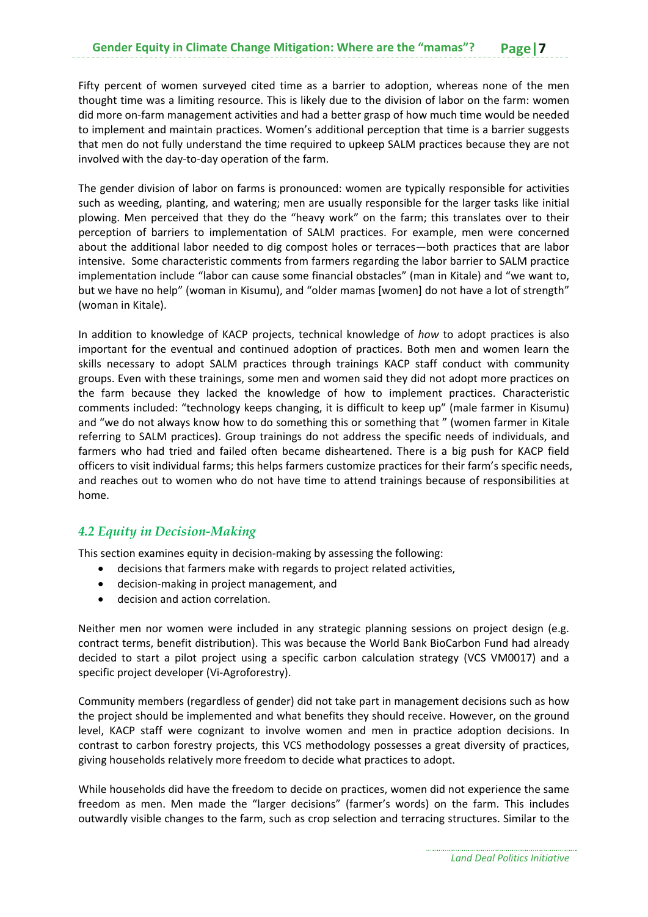Fifty percent of women surveyed cited time as a barrier to adoption, whereas none of the men thought time was a limiting resource. This is likely due to the division of labor on the farm: women did more on-farm management activities and had a better grasp of how much time would be needed to implement and maintain practices. Women's additional perception that time is a barrier suggests that men do not fully understand the time required to upkeep SALM practices because they are not involved with the day-to-day operation of the farm.

The gender division of labor on farms is pronounced: women are typically responsible for activities such as weeding, planting, and watering; men are usually responsible for the larger tasks like initial plowing. Men perceived that they do the "heavy work" on the farm; this translates over to their perception of barriers to implementation of SALM practices. For example, men were concerned about the additional labor needed to dig compost holes or terraces—both practices that are labor intensive. Some characteristic comments from farmers regarding the labor barrier to SALM practice implementation include "labor can cause some financial obstacles" (man in Kitale) and "we want to, but we have no help" (woman in Kisumu), and "older mamas [women] do not have a lot of strength" (woman in Kitale).

In addition to knowledge of KACP projects, technical knowledge of *how* to adopt practices is also important for the eventual and continued adoption of practices. Both men and women learn the skills necessary to adopt SALM practices through trainings KACP staff conduct with community groups. Even with these trainings, some men and women said they did not adopt more practices on the farm because they lacked the knowledge of how to implement practices. Characteristic comments included: "technology keeps changing, it is difficult to keep up" (male farmer in Kisumu) and "we do not always know how to do something this or something that " (women farmer in Kitale referring to SALM practices). Group trainings do not address the specific needs of individuals, and farmers who had tried and failed often became disheartened. There is a big push for KACP field officers to visit individual farms; this helps farmers customize practices for their farm's specific needs, and reaches out to women who do not have time to attend trainings because of responsibilities at home.

## *4.2 Equity in Decision-Making*

This section examines equity in decision-making by assessing the following:

- decisions that farmers make with regards to project related activities,
- decision-making in project management, and
- decision and action correlation.

Neither men nor women were included in any strategic planning sessions on project design (e.g. contract terms, benefit distribution). This was because the World Bank BioCarbon Fund had already decided to start a pilot project using a specific carbon calculation strategy (VCS VM0017) and a specific project developer (Vi-Agroforestry).

Community members (regardless of gender) did not take part in management decisions such as how the project should be implemented and what benefits they should receive. However, on the ground level, KACP staff were cognizant to involve women and men in practice adoption decisions. In contrast to carbon forestry projects, this VCS methodology possesses a great diversity of practices, giving households relatively more freedom to decide what practices to adopt.

While households did have the freedom to decide on practices, women did not experience the same freedom as men. Men made the "larger decisions" (farmer's words) on the farm. This includes outwardly visible changes to the farm, such as crop selection and terracing structures. Similar to the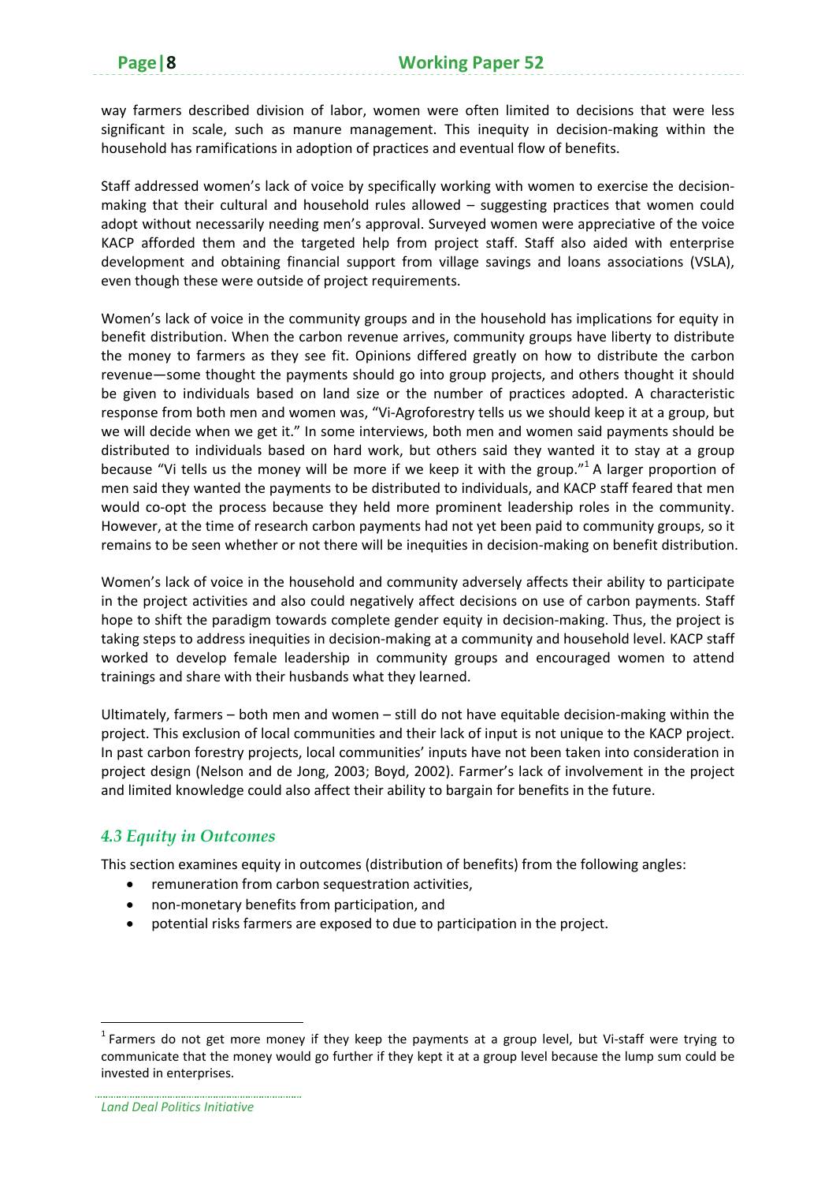way farmers described division of labor, women were often limited to decisions that were less significant in scale, such as manure management. This inequity in decision-making within the household has ramifications in adoption of practices and eventual flow of benefits.

Staff addressed women's lack of voice by specifically working with women to exercise the decision-making that their cultural and household rules allowed – suggesting practices that women could adopt without necessarily needing men's approval. Surveyed women were appreciative of the voice KACP afforded them and the targeted help from project staff. Staff also aided with enterprise development and obtaining financial support from village savings and loans associations (VSLA), even though these were outside of project requirements.

Women's lack of voice in the community groups and in the household has implications for equity in benefit distribution. When the carbon revenue arrives, community groups have liberty to distribute the money to farmers as they see fit. Opinions differed greatly on how to distribute the carbon revenue—some thought the payments should go into group projects, and others thought it should be given to individuals based on land size or the number of practices adopted. A characteristic response from both men and women was, "Vi-Agroforestry tells us we should keep it at a group, but we will decide when we get it." In some interviews, both men and women said payments should be distributed to individuals based on hard work, but others said they wanted it to stay at a group because "Vi tells us the money will be more if we keep it with the group."[1] A larger proportion of men said they wanted the payments to be distributed to individuals, and KACP staff feared that men would co-opt the process because they held more prominent leadership roles in the community. However, at the time of research carbon payments had not yet been paid to community groups, so it remains to be seen whether or not there will be inequities in decision-making on benefit distribution.

Women's lack of voice in the household and community adversely affects their ability to participate in the project activities and also could negatively affect decisions on use of carbon payments. Staff hope to shift the paradigm towards complete gender equity in decision-making. Thus, the project is taking steps to address inequities in decision-making at a community and household level. KACP staff worked to develop female leadership in community groups and encouraged women to attend trainings and share with their husbands what they learned.

Ultimately, farmers – both men and women – still do not have equitable decision-making within the project. This exclusion of local communities and their lack of input is not unique to the KACP project. In past carbon forestry projects, local communities' inputs have not been taken into consideration in project design (Nelson and de Jong, 2003; Boyd, 2002). Farmer's lack of involvement in the project and limited knowledge could also affect their ability to bargain for benefits in the future.

### *4.3 Equity in Outcomes*

This section examines equity in outcomes (distribution of benefits) from the following angles:

- remuneration from carbon sequestration activities,
- non-monetary benefits from participation, and
- potential risks farmers are exposed to due to participation in the project.

---

[1] Farmers do not get more money if they keep the payments at a group level, but Vi-staff were trying to communicate that the money would go further if they kept it at a group level because the lump sum could be invested in enterprises.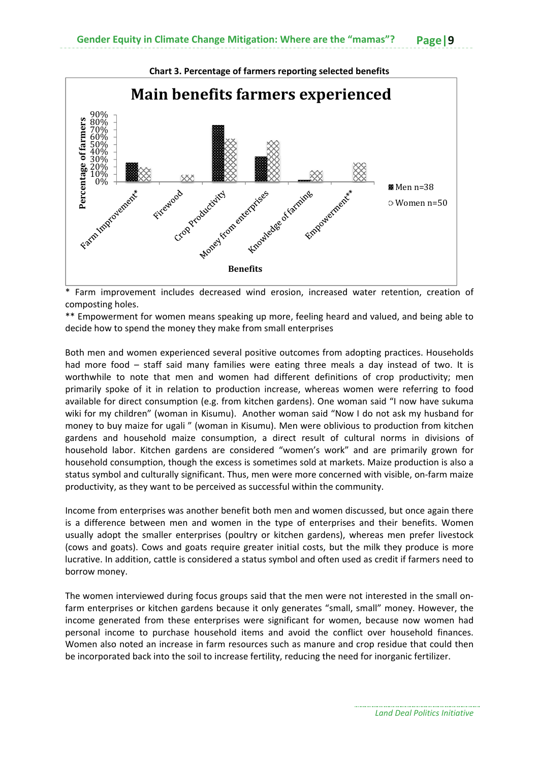**Chart 3. Percentage of farmers reporting selected benefits**

* Farm improvement includes decreased wind erosion, increased water retention, creation of composting holes.

** Empowerment for women means speaking up more, feeling heard and valued, and being able to decide how to spend the money they make from small enterprises

Both men and women experienced several positive outcomes from adopting practices. Households had more food – staff said many families were eating three meals a day instead of two. It is worthwhile to note that men and women had different definitions of crop productivity; men primarily spoke of it in relation to production increase, whereas women were referring to food available for direct consumption (e.g. from kitchen gardens). One woman said "I now have sukuma wiki for my children" (woman in Kisumu). Another woman said "Now I do not ask my husband for money to buy maize for ugali " (woman in Kisumu). Men were oblivious to production from kitchen gardens and household maize consumption, a direct result of cultural norms in divisions of household labor. Kitchen gardens are considered "women's work" and are primarily grown for household consumption, though the excess is sometimes sold at markets. Maize production is also a status symbol and culturally significant. Thus, men were more concerned with visible, on-farm maize productivity, as they want to be perceived as successful within the community.

Income from enterprises was another benefit both men and women discussed, but once again there is a difference between men and women in the type of enterprises and their benefits. Women usually adopt the smaller enterprises (poultry or kitchen gardens), whereas men prefer livestock (cows and goats). Cows and goats require greater initial costs, but the milk they produce is more lucrative. In addition, cattle is considered a status symbol and often used as credit if farmers need to borrow money.

The women interviewed during focus groups said that the men were not interested in the small on-farm enterprises or kitchen gardens because it only generates "small, small" money. However, the income generated from these enterprises were significant for women, because now women had personal income to purchase household items and avoid the conflict over household finances. Women also noted an increase in farm resources such as manure and crop residue that could then be incorporated back into the soil to increase fertility, reducing the need for inorganic fertilizer.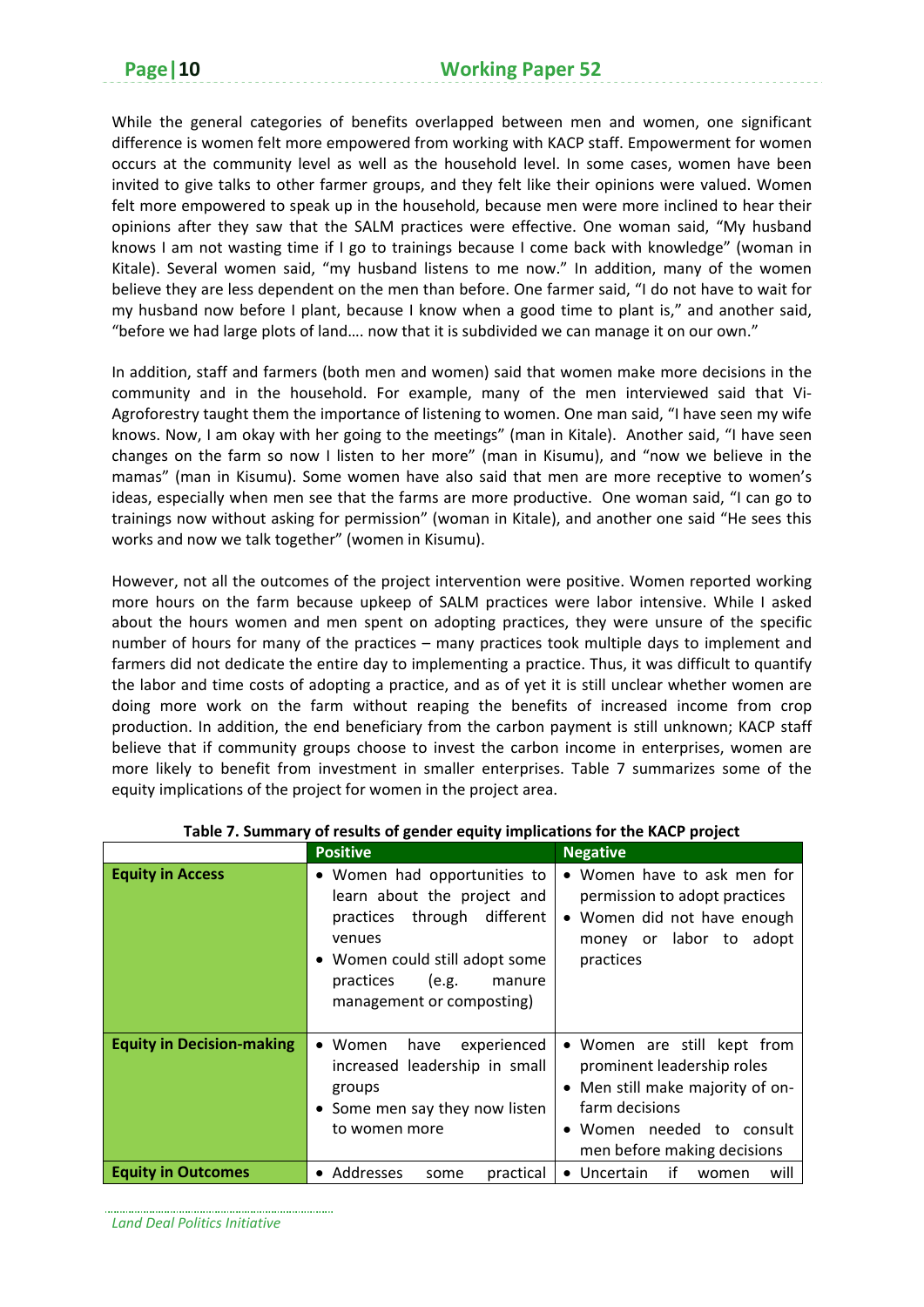While the general categories of benefits overlapped between men and women, one significant difference is women felt more empowered from working with KACP staff. Empowerment for women occurs at the community level as well as the household level. In some cases, women have been invited to give talks to other farmer groups, and they felt like their opinions were valued. Women felt more empowered to speak up in the household, because men were more inclined to hear their opinions after they saw that the SALM practices were effective. One woman said, "My husband knows I am not wasting time if I go to trainings because I come back with knowledge" (woman in Kitale). Several women said, "my husband listens to me now." In addition, many of the women believe they are less dependent on the men than before. One farmer said, "I do not have to wait for my husband now before I plant, because I know when a good time to plant is," and another said, "before we had large plots of land…. now that it is subdivided we can manage it on our own."

In addition, staff and farmers (both men and women) said that women make more decisions in the community and in the household. For example, many of the men interviewed said that Vi-Agroforestry taught them the importance of listening to women. One man said, "I have seen my wife knows. Now, I am okay with her going to the meetings" (man in Kitale). Another said, "I have seen changes on the farm so now I listen to her more" (man in Kisumu), and "now we believe in the mamas" (man in Kisumu). Some women have also said that men are more receptive to women's ideas, especially when men see that the farms are more productive. One woman said, "I can go to trainings now without asking for permission" (woman in Kitale), and another one said "He sees this works and now we talk together" (women in Kisumu).

However, not all the outcomes of the project intervention were positive. Women reported working more hours on the farm because upkeep of SALM practices were labor intensive. While I asked about the hours women and men spent on adopting practices, they were unsure of the specific number of hours for many of the practices – many practices took multiple days to implement and farmers did not dedicate the entire day to implementing a practice. Thus, it was difficult to quantify the labor and time costs of adopting a practice, and as of yet it is still unclear whether women are doing more work on the farm without reaping the benefits of increased income from crop production. In addition, the end beneficiary from the carbon payment is still unknown; KACP staff believe that if community groups choose to invest the carbon income in enterprises, women are more likely to benefit from investment in smaller enterprises. Table 7 summarizes some of the equity implications of the project for women in the project area.

**Table 7. Summary of results of gender equity implications for the KACP project**

| | Positive | Negative |
|---|---|---|
| **Equity in Access** | • Women had opportunities to learn about the project and practices through different venues<br>• Women could still adopt some practices (e.g. manure management or composting) | • Women have to ask men for permission to adopt practices<br>• Women did not have enough money or labor to adopt practices |
| **Equity in Decision-making** | • Women have experienced increased leadership in small groups<br>• Some men say they now listen to women more | • Women are still kept from prominent leadership roles<br>• Men still make majority of on-farm decisions<br>• Women needed to consult men before making decisions |
| **Equity in Outcomes** | • Addresses some practical | • Uncertain if women will |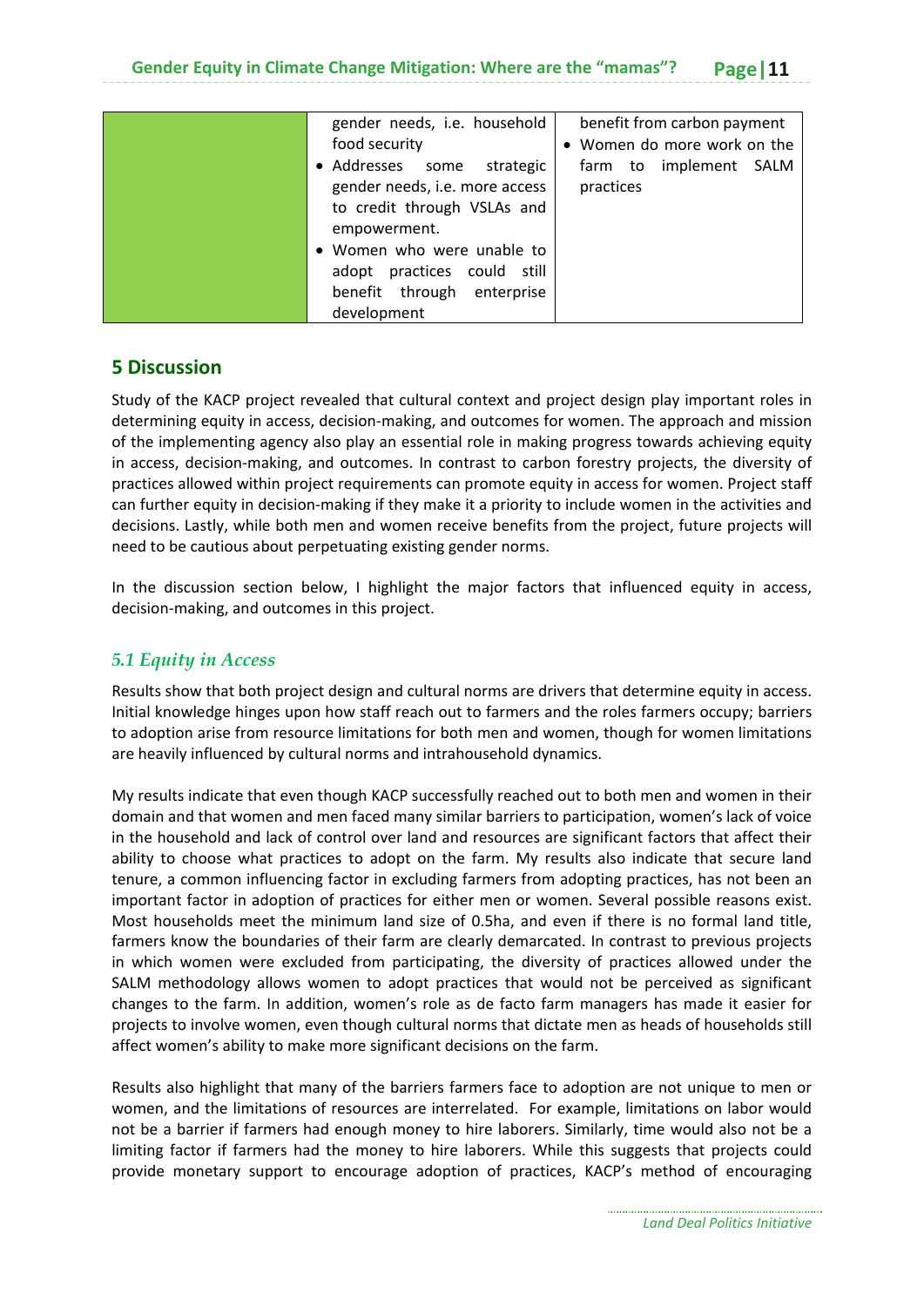|  | gender needs, i.e. household food security<br>• Addresses some strategic gender needs, i.e. more access to credit through VSLAs and empowerment.<br>• Women who were unable to adopt practices could still benefit through enterprise development | benefit from carbon payment<br>• Women do more work on the farm to implement SALM practices |
|---|---|---|

## 5 Discussion

Study of the KACP project revealed that cultural context and project design play important roles in determining equity in access, decision-making, and outcomes for women. The approach and mission of the implementing agency also play an essential role in making progress towards achieving equity in access, decision-making, and outcomes. In contrast to carbon forestry projects, the diversity of practices allowed within project requirements can promote equity in access for women. Project staff can further equity in decision-making if they make it a priority to include women in the activities and decisions. Lastly, while both men and women receive benefits from the project, future projects will need to be cautious about perpetuating existing gender norms.

In the discussion section below, I highlight the major factors that influenced equity in access, decision-making, and outcomes in this project.

### *5.1 Equity in Access*

Results show that both project design and cultural norms are drivers that determine equity in access. Initial knowledge hinges upon how staff reach out to farmers and the roles farmers occupy; barriers to adoption arise from resource limitations for both men and women, though for women limitations are heavily influenced by cultural norms and intrahousehold dynamics.

My results indicate that even though KACP successfully reached out to both men and women in their domain and that women and men faced many similar barriers to participation, women's lack of voice in the household and lack of control over land and resources are significant factors that affect their ability to choose what practices to adopt on the farm. My results also indicate that secure land tenure, a common influencing factor in excluding farmers from adopting practices, has not been an important factor in adoption of practices for either men or women. Several possible reasons exist. Most households meet the minimum land size of 0.5ha, and even if there is no formal land title, farmers know the boundaries of their farm are clearly demarcated. In contrast to previous projects in which women were excluded from participating, the diversity of practices allowed under the SALM methodology allows women to adopt practices that would not be perceived as significant changes to the farm. In addition, women's role as de facto farm managers has made it easier for projects to involve women, even though cultural norms that dictate men as heads of households still affect women's ability to make more significant decisions on the farm.

Results also highlight that many of the barriers farmers face to adoption are not unique to men or women, and the limitations of resources are interrelated. For example, limitations on labor would not be a barrier if farmers had enough money to hire laborers. Similarly, time would also not be a limiting factor if farmers had the money to hire laborers. While this suggests that projects could provide monetary support to encourage adoption of practices, KACP's method of encouraging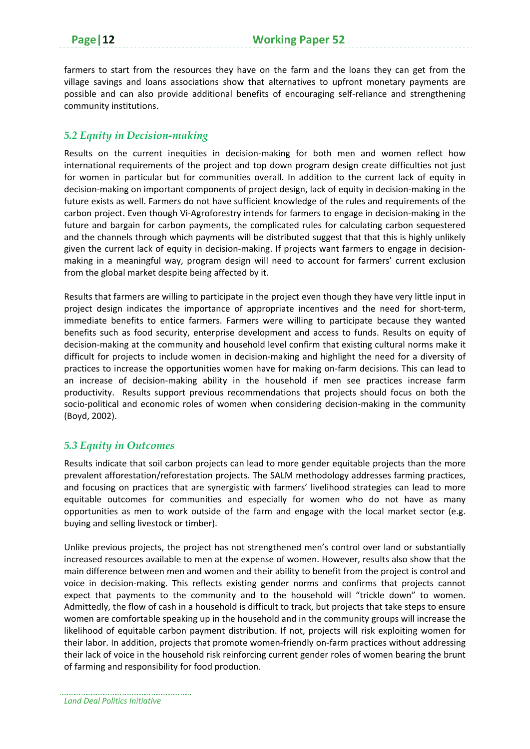farmers to start from the resources they have on the farm and the loans they can get from the village savings and loans associations show that alternatives to upfront monetary payments are possible and can also provide additional benefits of encouraging self-reliance and strengthening community institutions.

### *5.2 Equity in Decision-making*

Results on the current inequities in decision-making for both men and women reflect how international requirements of the project and top down program design create difficulties not just for women in particular but for communities overall. In addition to the current lack of equity in decision-making on important components of project design, lack of equity in decision-making in the future exists as well. Farmers do not have sufficient knowledge of the rules and requirements of the carbon project. Even though Vi-Agroforestry intends for farmers to engage in decision-making in the future and bargain for carbon payments, the complicated rules for calculating carbon sequestered and the channels through which payments will be distributed suggest that that this is highly unlikely given the current lack of equity in decision-making. If projects want farmers to engage in decision-making in a meaningful way, program design will need to account for farmers' current exclusion from the global market despite being affected by it.

Results that farmers are willing to participate in the project even though they have very little input in project design indicates the importance of appropriate incentives and the need for short-term, immediate benefits to entice farmers. Farmers were willing to participate because they wanted benefits such as food security, enterprise development and access to funds. Results on equity of decision-making at the community and household level confirm that existing cultural norms make it difficult for projects to include women in decision-making and highlight the need for a diversity of practices to increase the opportunities women have for making on-farm decisions. This can lead to an increase of decision-making ability in the household if men see practices increase farm productivity. Results support previous recommendations that projects should focus on both the socio-political and economic roles of women when considering decision-making in the community (Boyd, 2002).

### *5.3 Equity in Outcomes*

Results indicate that soil carbon projects can lead to more gender equitable projects than the more prevalent afforestation/reforestation projects. The SALM methodology addresses farming practices, and focusing on practices that are synergistic with farmers' livelihood strategies can lead to more equitable outcomes for communities and especially for women who do not have as many opportunities as men to work outside of the farm and engage with the local market sector (e.g. buying and selling livestock or timber).

Unlike previous projects, the project has not strengthened men's control over land or substantially increased resources available to men at the expense of women. However, results also show that the main difference between men and women and their ability to benefit from the project is control and voice in decision-making. This reflects existing gender norms and confirms that projects cannot expect that payments to the community and to the household will "trickle down" to women. Admittedly, the flow of cash in a household is difficult to track, but projects that take steps to ensure women are comfortable speaking up in the household and in the community groups will increase the likelihood of equitable carbon payment distribution. If not, projects will risk exploiting women for their labor. In addition, projects that promote women-friendly on-farm practices without addressing their lack of voice in the household risk reinforcing current gender roles of women bearing the brunt of farming and responsibility for food production.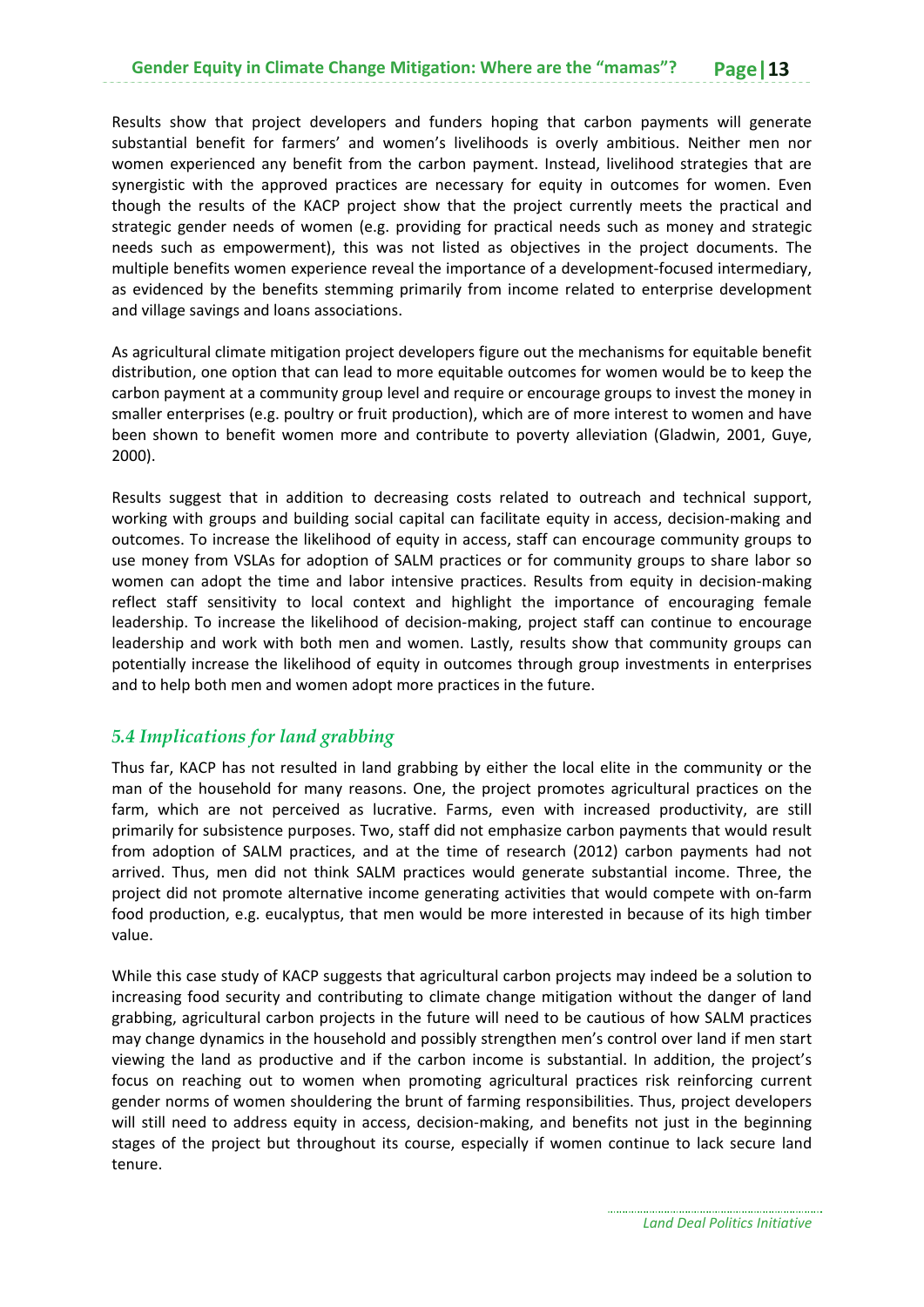Results show that project developers and funders hoping that carbon payments will generate substantial benefit for farmers' and women's livelihoods is overly ambitious. Neither men nor women experienced any benefit from the carbon payment. Instead, livelihood strategies that are synergistic with the approved practices are necessary for equity in outcomes for women. Even though the results of the KACP project show that the project currently meets the practical and strategic gender needs of women (e.g. providing for practical needs such as money and strategic needs such as empowerment), this was not listed as objectives in the project documents. The multiple benefits women experience reveal the importance of a development-focused intermediary, as evidenced by the benefits stemming primarily from income related to enterprise development and village savings and loans associations.

As agricultural climate mitigation project developers figure out the mechanisms for equitable benefit distribution, one option that can lead to more equitable outcomes for women would be to keep the carbon payment at a community group level and require or encourage groups to invest the money in smaller enterprises (e.g. poultry or fruit production), which are of more interest to women and have been shown to benefit women more and contribute to poverty alleviation (Gladwin, 2001, Guye, 2000).

Results suggest that in addition to decreasing costs related to outreach and technical support, working with groups and building social capital can facilitate equity in access, decision-making and outcomes. To increase the likelihood of equity in access, staff can encourage community groups to use money from VSLAs for adoption of SALM practices or for community groups to share labor so women can adopt the time and labor intensive practices. Results from equity in decision-making reflect staff sensitivity to local context and highlight the importance of encouraging female leadership. To increase the likelihood of decision-making, project staff can continue to encourage leadership and work with both men and women. Lastly, results show that community groups can potentially increase the likelihood of equity in outcomes through group investments in enterprises and to help both men and women adopt more practices in the future.

## *5.4 Implications for land grabbing*

Thus far, KACP has not resulted in land grabbing by either the local elite in the community or the man of the household for many reasons. One, the project promotes agricultural practices on the farm, which are not perceived as lucrative. Farms, even with increased productivity, are still primarily for subsistence purposes. Two, staff did not emphasize carbon payments that would result from adoption of SALM practices, and at the time of research (2012) carbon payments had not arrived. Thus, men did not think SALM practices would generate substantial income. Three, the project did not promote alternative income generating activities that would compete with on-farm food production, e.g. eucalyptus, that men would be more interested in because of its high timber value.

While this case study of KACP suggests that agricultural carbon projects may indeed be a solution to increasing food security and contributing to climate change mitigation without the danger of land grabbing, agricultural carbon projects in the future will need to be cautious of how SALM practices may change dynamics in the household and possibly strengthen men's control over land if men start viewing the land as productive and if the carbon income is substantial. In addition, the project's focus on reaching out to women when promoting agricultural practices risk reinforcing current gender norms of women shouldering the brunt of farming responsibilities. Thus, project developers will still need to address equity in access, decision-making, and benefits not just in the beginning stages of the project but throughout its course, especially if women continue to lack secure land tenure.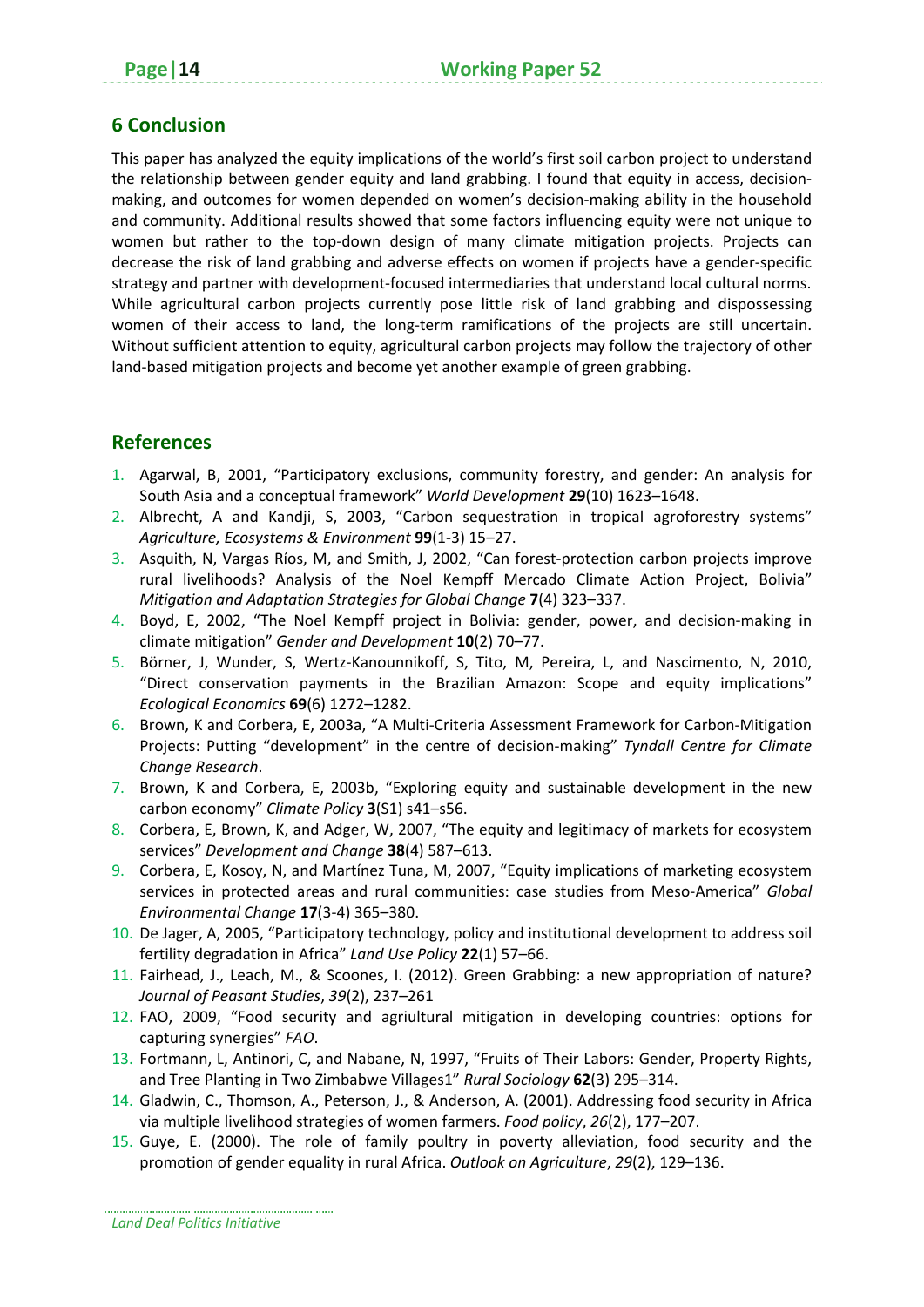## 6 Conclusion

This paper has analyzed the equity implications of the world's first soil carbon project to understand the relationship between gender equity and land grabbing. I found that equity in access, decision-making, and outcomes for women depended on women's decision-making ability in the household and community. Additional results showed that some factors influencing equity were not unique to women but rather to the top-down design of many climate mitigation projects. Projects can decrease the risk of land grabbing and adverse effects on women if projects have a gender-specific strategy and partner with development-focused intermediaries that understand local cultural norms. While agricultural carbon projects currently pose little risk of land grabbing and dispossessing women of their access to land, the long-term ramifications of the projects are still uncertain. Without sufficient attention to equity, agricultural carbon projects may follow the trajectory of other land-based mitigation projects and become yet another example of green grabbing.

## References

1. Agarwal, B, 2001, "Participatory exclusions, community forestry, and gender: An analysis for South Asia and a conceptual framework" *World Development* **29**(10) 1623–1648.
2. Albrecht, A and Kandji, S, 2003, "Carbon sequestration in tropical agroforestry systems" *Agriculture, Ecosystems & Environment* **99**(1-3) 15–27.
3. Asquith, N, Vargas Ríos, M, and Smith, J, 2002, "Can forest-protection carbon projects improve rural livelihoods? Analysis of the Noel Kempff Mercado Climate Action Project, Bolivia" *Mitigation and Adaptation Strategies for Global Change* **7**(4) 323–337.
4. Boyd, E, 2002, "The Noel Kempff project in Bolivia: gender, power, and decision-making in climate mitigation" *Gender and Development* **10**(2) 70–77.
5. Börner, J, Wunder, S, Wertz-Kanounnikoff, S, Tito, M, Pereira, L, and Nascimento, N, 2010, "Direct conservation payments in the Brazilian Amazon: Scope and equity implications" *Ecological Economics* **69**(6) 1272–1282.
6. Brown, K and Corbera, E, 2003a, "A Multi-Criteria Assessment Framework for Carbon-Mitigation Projects: Putting "development" in the centre of decision-making" *Tyndall Centre for Climate Change Research*.
7. Brown, K and Corbera, E, 2003b, "Exploring equity and sustainable development in the new carbon economy" *Climate Policy* **3**(S1) s41–s56.
8. Corbera, E, Brown, K, and Adger, W, 2007, "The equity and legitimacy of markets for ecosystem services" *Development and Change* **38**(4) 587–613.
9. Corbera, E, Kosoy, N, and Martínez Tuna, M, 2007, "Equity implications of marketing ecosystem services in protected areas and rural communities: case studies from Meso-America" *Global Environmental Change* **17**(3-4) 365–380.
10. De Jager, A, 2005, "Participatory technology, policy and institutional development to address soil fertility degradation in Africa" *Land Use Policy* **22**(1) 57–66.
11. Fairhead, J., Leach, M., & Scoones, I. (2012). Green Grabbing: a new appropriation of nature? *Journal of Peasant Studies*, *39*(2), 237–261
12. FAO, 2009, "Food security and agriultural mitigation in developing countries: options for capturing synergies" *FAO*.
13. Fortmann, L, Antinori, C, and Nabane, N, 1997, "Fruits of Their Labors: Gender, Property Rights, and Tree Planting in Two Zimbabwe Villages1" *Rural Sociology* **62**(3) 295–314.
14. Gladwin, C., Thomson, A., Peterson, J., & Anderson, A. (2001). Addressing food security in Africa via multiple livelihood strategies of women farmers. *Food policy*, *26*(2), 177–207.
15. Guye, E. (2000). The role of family poultry in poverty alleviation, food security and the promotion of gender equality in rural Africa. *Outlook on Agriculture*, *29*(2), 129–136.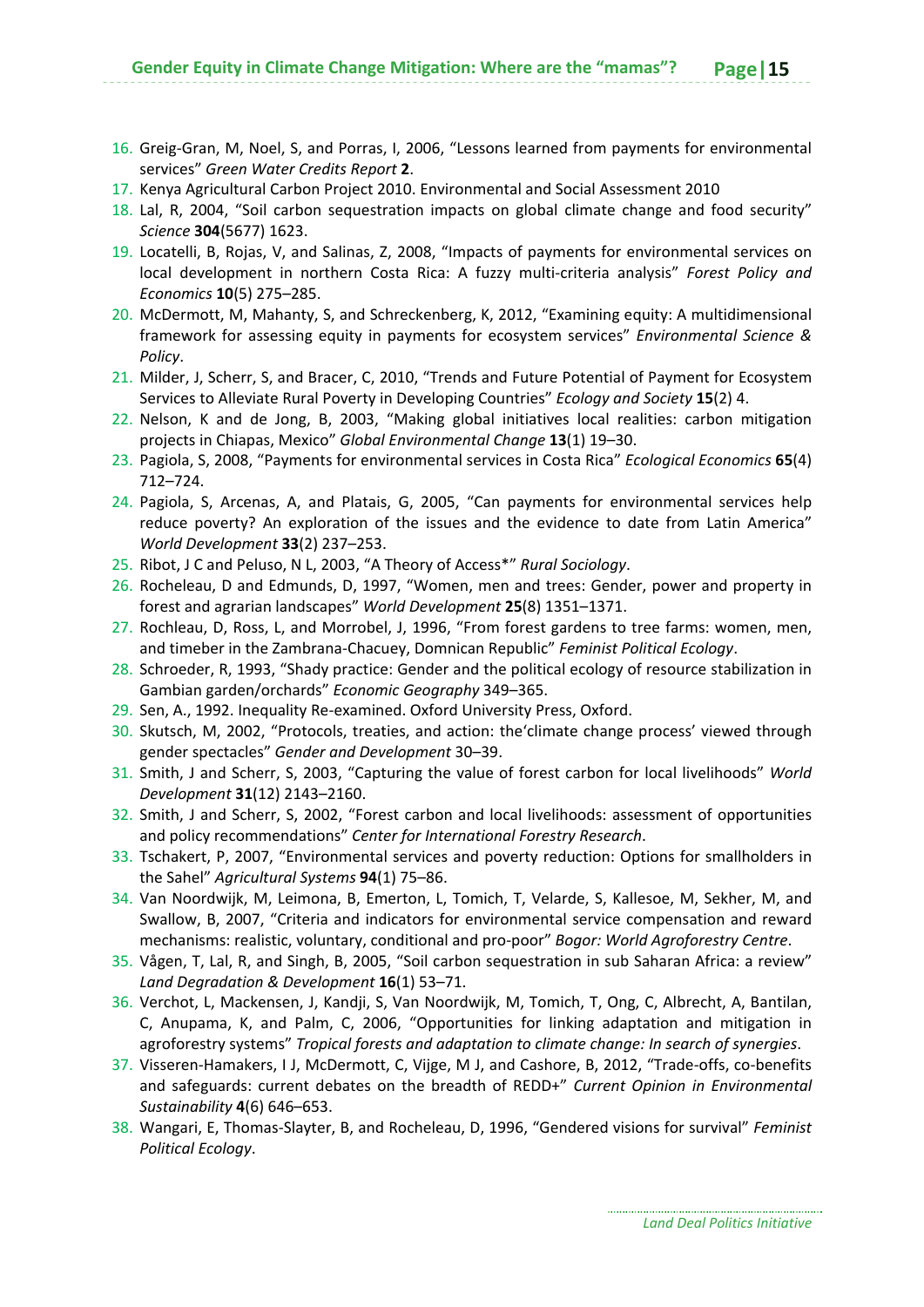16. Greig-Gran, M, Noel, S, and Porras, I, 2006, "Lessons learned from payments for environmental services" *Green Water Credits Report* **2**.
17. Kenya Agricultural Carbon Project 2010. Environmental and Social Assessment 2010
18. Lal, R, 2004, "Soil carbon sequestration impacts on global climate change and food security" *Science* **304**(5677) 1623.
19. Locatelli, B, Rojas, V, and Salinas, Z, 2008, "Impacts of payments for environmental services on local development in northern Costa Rica: A fuzzy multi-criteria analysis" *Forest Policy and Economics* **10**(5) 275–285.
20. McDermott, M, Mahanty, S, and Schreckenberg, K, 2012, "Examining equity: A multidimensional framework for assessing equity in payments for ecosystem services" *Environmental Science & Policy*.
21. Milder, J, Scherr, S, and Bracer, C, 2010, "Trends and Future Potential of Payment for Ecosystem Services to Alleviate Rural Poverty in Developing Countries" *Ecology and Society* **15**(2) 4.
22. Nelson, K and de Jong, B, 2003, "Making global initiatives local realities: carbon mitigation projects in Chiapas, Mexico" *Global Environmental Change* **13**(1) 19–30.
23. Pagiola, S, 2008, "Payments for environmental services in Costa Rica" *Ecological Economics* **65**(4) 712–724.
24. Pagiola, S, Arcenas, A, and Platais, G, 2005, "Can payments for environmental services help reduce poverty? An exploration of the issues and the evidence to date from Latin America" *World Development* **33**(2) 237–253.
25. Ribot, J C and Peluso, N L, 2003, "A Theory of Access*" *Rural Sociology*.
26. Rocheleau, D and Edmunds, D, 1997, "Women, men and trees: Gender, power and property in forest and agrarian landscapes" *World Development* **25**(8) 1351–1371.
27. Rochleau, D, Ross, L, and Morrobel, J, 1996, "From forest gardens to tree farms: women, men, and timeber in the Zambrana-Chacuey, Domnican Republic" *Feminist Political Ecology*.
28. Schroeder, R, 1993, "Shady practice: Gender and the political ecology of resource stabilization in Gambian garden/orchards" *Economic Geography* 349–365.
29. Sen, A., 1992. Inequality Re-examined. Oxford University Press, Oxford.
30. Skutsch, M, 2002, "Protocols, treaties, and action: the'climate change process' viewed through gender spectacles" *Gender and Development* 30–39.
31. Smith, J and Scherr, S, 2003, "Capturing the value of forest carbon for local livelihoods" *World Development* **31**(12) 2143–2160.
32. Smith, J and Scherr, S, 2002, "Forest carbon and local livelihoods: assessment of opportunities and policy recommendations" *Center for International Forestry Research*.
33. Tschakert, P, 2007, "Environmental services and poverty reduction: Options for smallholders in the Sahel" *Agricultural Systems* **94**(1) 75–86.
34. Van Noordwijk, M, Leimona, B, Emerton, L, Tomich, T, Velarde, S, Kallesoe, M, Sekher, M, and Swallow, B, 2007, "Criteria and indicators for environmental service compensation and reward mechanisms: realistic, voluntary, conditional and pro-poor" *Bogor: World Agroforestry Centre*.
35. Vågen, T, Lal, R, and Singh, B, 2005, "Soil carbon sequestration in sub Saharan Africa: a review" *Land Degradation & Development* **16**(1) 53–71.
36. Verchot, L, Mackensen, J, Kandji, S, Van Noordwijk, M, Tomich, T, Ong, C, Albrecht, A, Bantilan, C, Anupama, K, and Palm, C, 2006, "Opportunities for linking adaptation and mitigation in agroforestry systems" *Tropical forests and adaptation to climate change: In search of synergies*.
37. Visseren-Hamakers, I J, McDermott, C, Vijge, M J, and Cashore, B, 2012, "Trade-offs, co-benefits and safeguards: current debates on the breadth of REDD+" *Current Opinion in Environmental Sustainability* **4**(6) 646–653.
38. Wangari, E, Thomas-Slayter, B, and Rocheleau, D, 1996, "Gendered visions for survival" *Feminist Political Ecology*.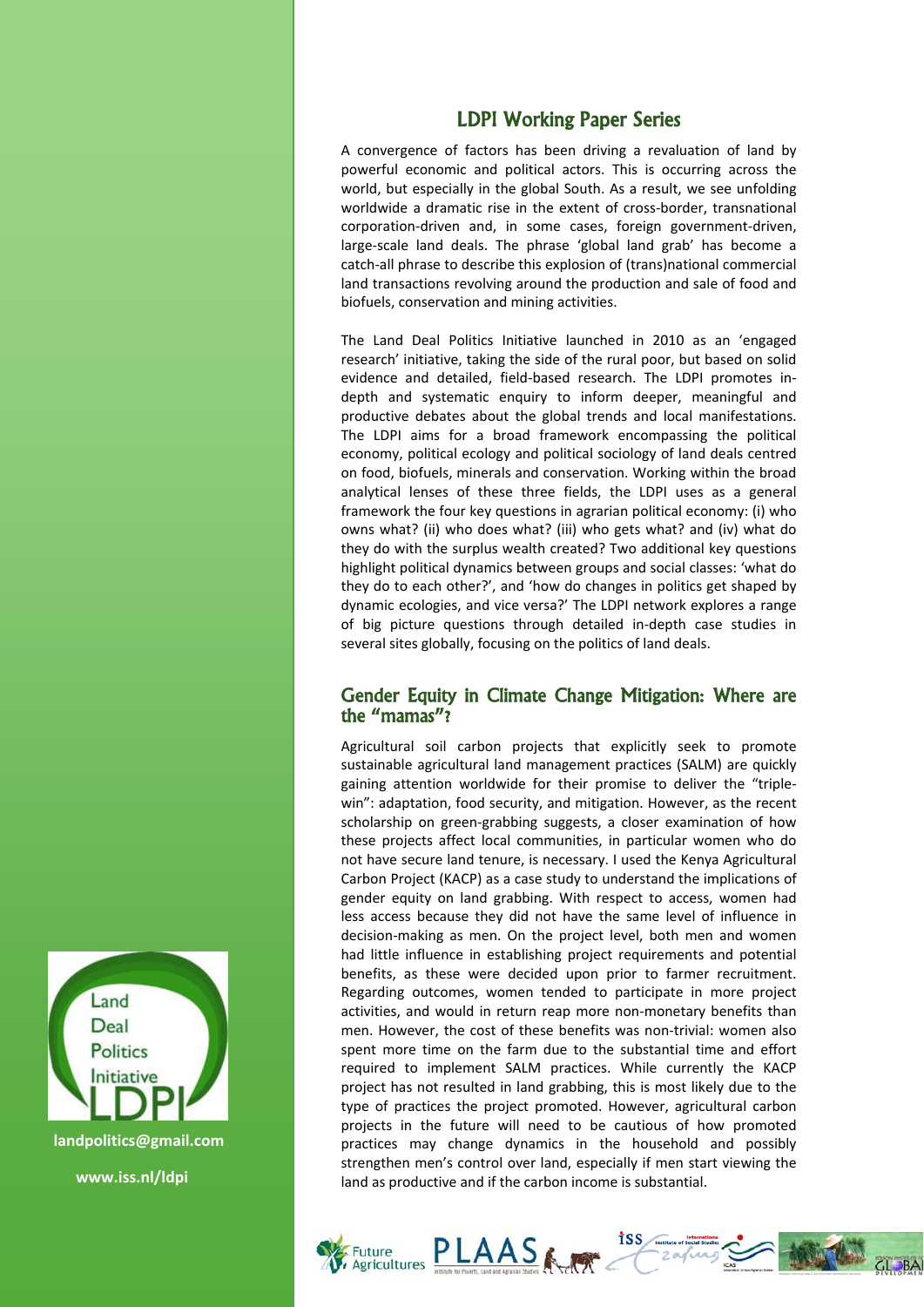## LDPI Working Paper Series

A convergence of factors has been driving a revaluation of land by powerful economic and political actors. This is occurring across the world, but especially in the global South. As a result, we see unfolding worldwide a dramatic rise in the extent of cross-border, transnational corporation-driven and, in some cases, foreign government-driven, large-scale land deals. The phrase 'global land grab' has become a catch-all phrase to describe this explosion of (trans)national commercial land transactions revolving around the production and sale of food and biofuels, conservation and mining activities.

The Land Deal Politics Initiative launched in 2010 as an 'engaged research' initiative, taking the side of the rural poor, but based on solid evidence and detailed, field-based research. The LDPI promotes in-depth and systematic enquiry to inform deeper, meaningful and productive debates about the global trends and local manifestations. The LDPI aims for a broad framework encompassing the political economy, political ecology and political sociology of land deals centred on food, biofuels, minerals and conservation. Working within the broad analytical lenses of these three fields, the LDPI uses as a general framework the four key questions in agrarian political economy: (i) who owns what? (ii) who does what? (iii) who gets what? and (iv) what do they do with the surplus wealth created? Two additional key questions highlight political dynamics between groups and social classes: 'what do they do to each other?', and 'how do changes in politics get shaped by dynamic ecologies, and vice versa?' The LDPI network explores a range of big picture questions through detailed in-depth case studies in several sites globally, focusing on the politics of land deals.

## Gender Equity in Climate Change Mitigation: Where are the "mamas"?

Agricultural soil carbon projects that explicitly seek to promote sustainable agricultural land management practices (SALM) are quickly gaining attention worldwide for their promise to deliver the "triple-win": adaptation, food security, and mitigation. However, as the recent scholarship on green-grabbing suggests, a closer examination of how these projects affect local communities, in particular women who do not have secure land tenure, is necessary. I used the Kenya Agricultural Carbon Project (KACP) as a case study to understand the implications of gender equity on land grabbing. With respect to access, women had less access because they did not have the same level of influence in decision-making as men. On the project level, both men and women had little influence in establishing project requirements and potential benefits, as these were decided upon prior to farmer recruitment. Regarding outcomes, women tended to participate in more project activities, and would in return reap more non-monetary benefits than men. However, the cost of these benefits was non-trivial: women also spent more time on the farm due to the substantial time and effort required to implement SALM practices. While currently the KACP project has not resulted in land grabbing, this is most likely due to the type of practices the project promoted. However, agricultural carbon projects in the future will need to be cautious of how promoted practices may change dynamics in the household and possibly strengthen men's control over land, especially if men start viewing the land as productive and if the carbon income is substantial.

Land Deal Politics Initiative LDPI

landpolitics@gmail.com

www.iss.nl/ldpi